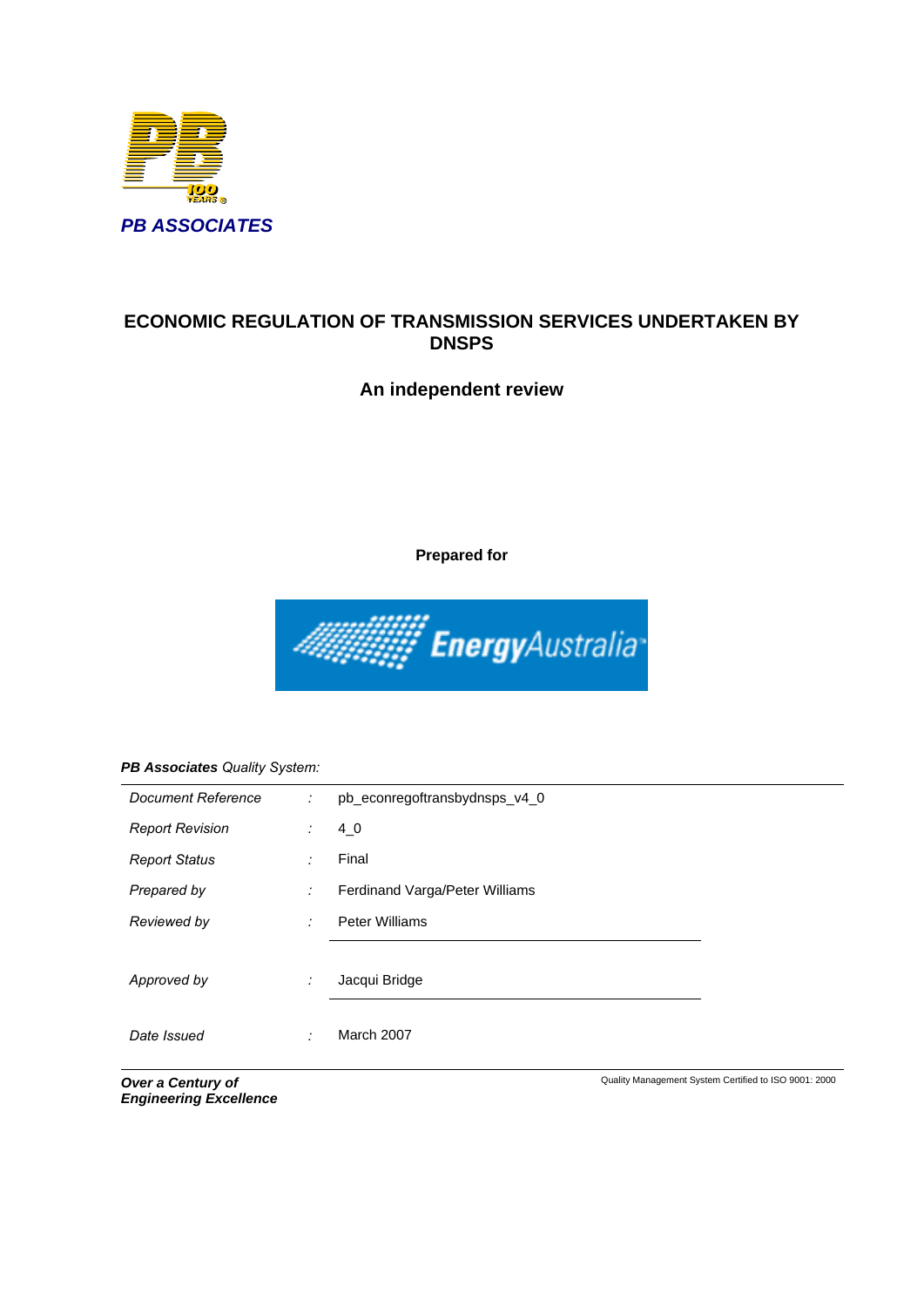**PB ASSOCIATES**

# ECONOMIC REGULATION OF TRANSMISSION SERVICES UNDERTAKEN BY DNSPS

## An independent review

**Prepared for**

EnergyAustralia

***PB Associates** Quality System:*

| | | |
|---|---|---|
| *Document Reference* | : | pb_econregoftransbydnsps_v4_0 |
| *Report Revision* | : | 4_0 |
| *Report Status* | : | Final |
| *Prepared by* | : | Ferdinand Varga/Peter Williams |
| *Reviewed by* | : | Peter Williams |
| *Approved by* | : | Jacqui Bridge |
| *Date Issued* | : | March 2007 |

***Over a Century of Engineering Excellence***

Quality Management System Certified to ISO 9001: 2000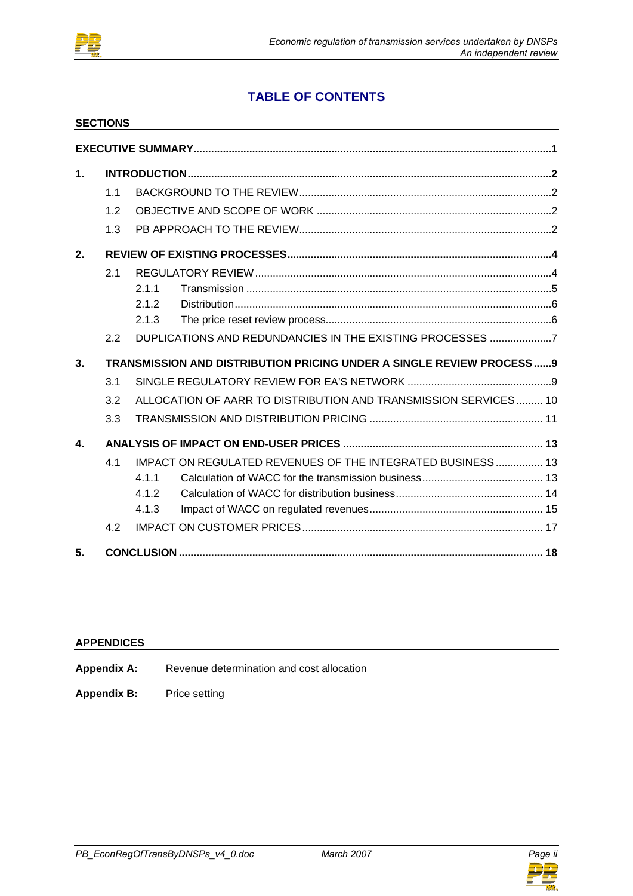# TABLE OF CONTENTS

**SECTIONS**

| | | | |
|---|---|---|---|
| **EXECUTIVE SUMMARY** | | | **1** |
| **1.** | **INTRODUCTION** | | **2** |
| | 1.1 | BACKGROUND TO THE REVIEW | 2 |
| | 1.2 | OBJECTIVE AND SCOPE OF WORK | 2 |
| | 1.3 | PB APPROACH TO THE REVIEW | 2 |
| **2.** | **REVIEW OF EXISTING PROCESSES** | | **4** |
| | 2.1 | REGULATORY REVIEW | 4 |
| | 2.1.1 | Transmission | 5 |
| | 2.1.2 | Distribution | 6 |
| | 2.1.3 | The price reset review process | 6 |
| | 2.2 | DUPLICATIONS AND REDUNDANCIES IN THE EXISTING PROCESSES | 7 |
| **3.** | **TRANSMISSION AND DISTRIBUTION PRICING UNDER A SINGLE REVIEW PROCESS** | | **9** |
| | 3.1 | SINGLE REGULATORY REVIEW FOR EA'S NETWORK | 9 |
| | 3.2 | ALLOCATION OF AARR TO DISTRIBUTION AND TRANSMISSION SERVICES | 10 |
| | 3.3 | TRANSMISSION AND DISTRIBUTION PRICING | 11 |
| **4.** | **ANALYSIS OF IMPACT ON END-USER PRICES** | | **13** |
| | 4.1 | IMPACT ON REGULATED REVENUES OF THE INTEGRATED BUSINESS | 13 |
| | 4.1.1 | Calculation of WACC for the transmission business | 13 |
| | 4.1.2 | Calculation of WACC for distribution business | 14 |
| | 4.1.3 | Impact of WACC on regulated revenues | 15 |
| | 4.2 | IMPACT ON CUSTOMER PRICES | 17 |
| **5.** | **CONCLUSION** | | **18** |

**APPENDICES**

**Appendix A:** Revenue determination and cost allocation

**Appendix B:** Price setting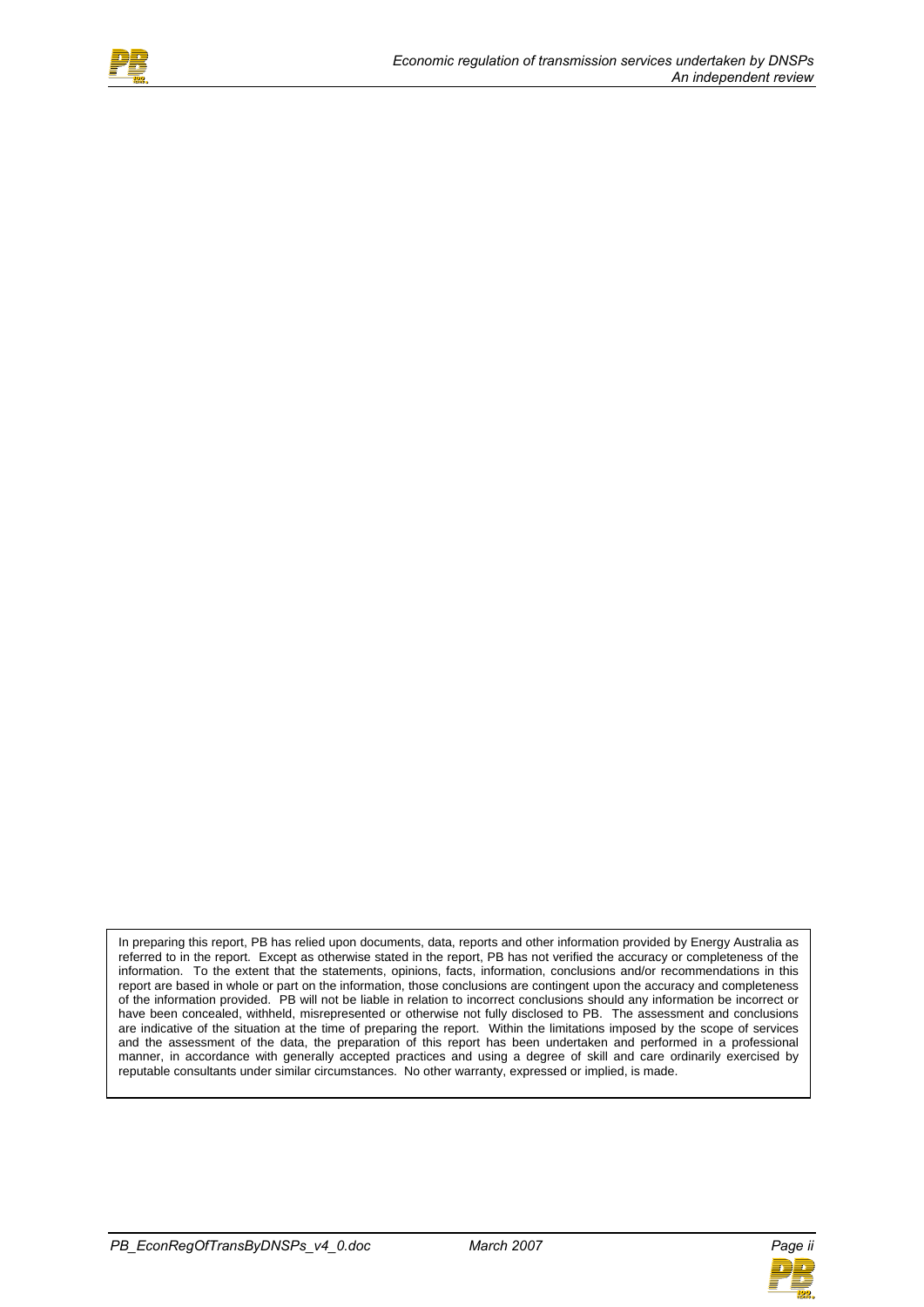In preparing this report, PB has relied upon documents, data, reports and other information provided by Energy Australia as referred to in the report. Except as otherwise stated in the report, PB has not verified the accuracy or completeness of the information. To the extent that the statements, opinions, facts, information, conclusions and/or recommendations in this report are based in whole or part on the information, those conclusions are contingent upon the accuracy and completeness of the information provided. PB will not be liable in relation to incorrect conclusions should any information be incorrect or have been concealed, withheld, misrepresented or otherwise not fully disclosed to PB. The assessment and conclusions are indicative of the situation at the time of preparing the report. Within the limitations imposed by the scope of services and the assessment of the data, the preparation of this report has been undertaken and performed in a professional manner, in accordance with generally accepted practices and using a degree of skill and care ordinarily exercised by reputable consultants under similar circumstances. No other warranty, expressed or implied, is made.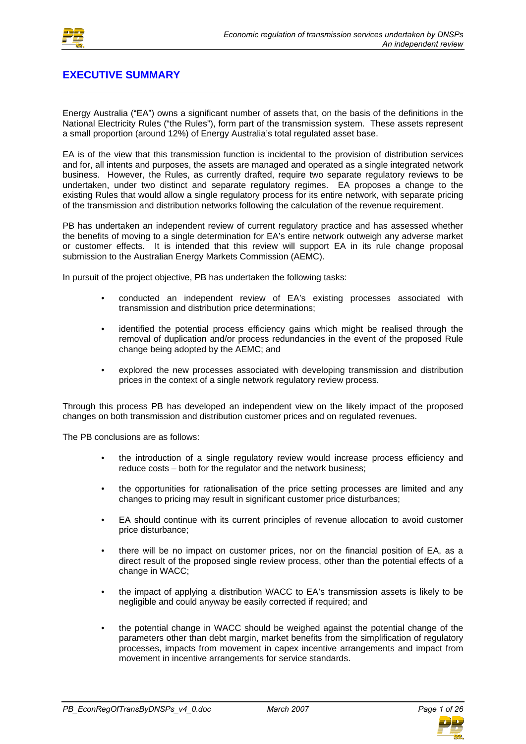# EXECUTIVE SUMMARY

Energy Australia ("EA") owns a significant number of assets that, on the basis of the definitions in the National Electricity Rules ("the Rules"), form part of the transmission system. These assets represent a small proportion (around 12%) of Energy Australia's total regulated asset base.

EA is of the view that this transmission function is incidental to the provision of distribution services and for, all intents and purposes, the assets are managed and operated as a single integrated network business. However, the Rules, as currently drafted, require two separate regulatory reviews to be undertaken, under two distinct and separate regulatory regimes. EA proposes a change to the existing Rules that would allow a single regulatory process for its entire network, with separate pricing of the transmission and distribution networks following the calculation of the revenue requirement.

PB has undertaken an independent review of current regulatory practice and has assessed whether the benefits of moving to a single determination for EA's entire network outweigh any adverse market or customer effects. It is intended that this review will support EA in its rule change proposal submission to the Australian Energy Markets Commission (AEMC).

In pursuit of the project objective, PB has undertaken the following tasks:

- conducted an independent review of EA's existing processes associated with transmission and distribution price determinations;
- identified the potential process efficiency gains which might be realised through the removal of duplication and/or process redundancies in the event of the proposed Rule change being adopted by the AEMC; and
- explored the new processes associated with developing transmission and distribution prices in the context of a single network regulatory review process.

Through this process PB has developed an independent view on the likely impact of the proposed changes on both transmission and distribution customer prices and on regulated revenues.

The PB conclusions are as follows:

- the introduction of a single regulatory review would increase process efficiency and reduce costs – both for the regulator and the network business;
- the opportunities for rationalisation of the price setting processes are limited and any changes to pricing may result in significant customer price disturbances;
- EA should continue with its current principles of revenue allocation to avoid customer price disturbance;
- there will be no impact on customer prices, nor on the financial position of EA, as a direct result of the proposed single review process, other than the potential effects of a change in WACC;
- the impact of applying a distribution WACC to EA's transmission assets is likely to be negligible and could anyway be easily corrected if required; and
- the potential change in WACC should be weighed against the potential change of the parameters other than debt margin, market benefits from the simplification of regulatory processes, impacts from movement in capex incentive arrangements and impact from movement in incentive arrangements for service standards.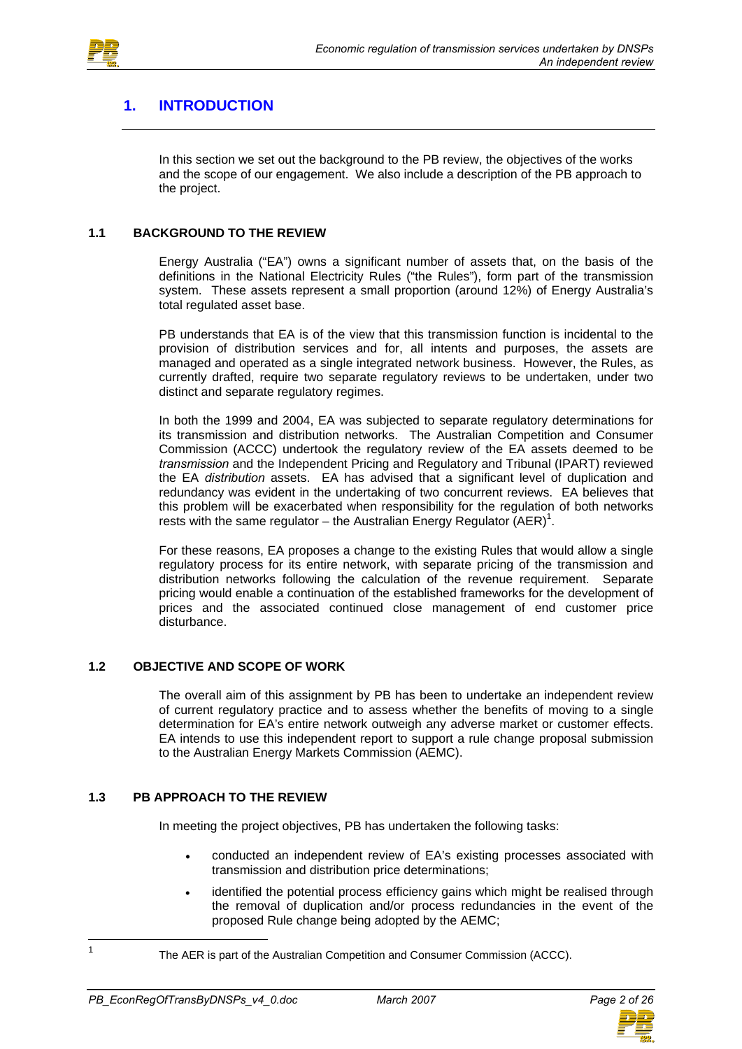# 1. INTRODUCTION

In this section we set out the background to the PB review, the objectives of the works and the scope of our engagement. We also include a description of the PB approach to the project.

## 1.1 BACKGROUND TO THE REVIEW

Energy Australia ("EA") owns a significant number of assets that, on the basis of the definitions in the National Electricity Rules ("the Rules"), form part of the transmission system. These assets represent a small proportion (around 12%) of Energy Australia's total regulated asset base.

PB understands that EA is of the view that this transmission function is incidental to the provision of distribution services and for, all intents and purposes, the assets are managed and operated as a single integrated network business. However, the Rules, as currently drafted, require two separate regulatory reviews to be undertaken, under two distinct and separate regulatory regimes.

In both the 1999 and 2004, EA was subjected to separate regulatory determinations for its transmission and distribution networks. The Australian Competition and Consumer Commission (ACCC) undertook the regulatory review of the EA assets deemed to be *transmission* and the Independent Pricing and Regulatory and Tribunal (IPART) reviewed the EA *distribution* assets. EA has advised that a significant level of duplication and redundancy was evident in the undertaking of two concurrent reviews. EA believes that this problem will be exacerbated when responsibility for the regulation of both networks rests with the same regulator – the Australian Energy Regulator (AER)[1].

For these reasons, EA proposes a change to the existing Rules that would allow a single regulatory process for its entire network, with separate pricing of the transmission and distribution networks following the calculation of the revenue requirement. Separate pricing would enable a continuation of the established frameworks for the development of prices and the associated continued close management of end customer price disturbance.

## 1.2 OBJECTIVE AND SCOPE OF WORK

The overall aim of this assignment by PB has been to undertake an independent review of current regulatory practice and to assess whether the benefits of moving to a single determination for EA's entire network outweigh any adverse market or customer effects. EA intends to use this independent report to support a rule change proposal submission to the Australian Energy Markets Commission (AEMC).

## 1.3 PB APPROACH TO THE REVIEW

In meeting the project objectives, PB has undertaken the following tasks:

- conducted an independent review of EA's existing processes associated with transmission and distribution price determinations;
- identified the potential process efficiency gains which might be realised through the removal of duplication and/or process redundancies in the event of the proposed Rule change being adopted by the AEMC;

[1] The AER is part of the Australian Competition and Consumer Commission (ACCC).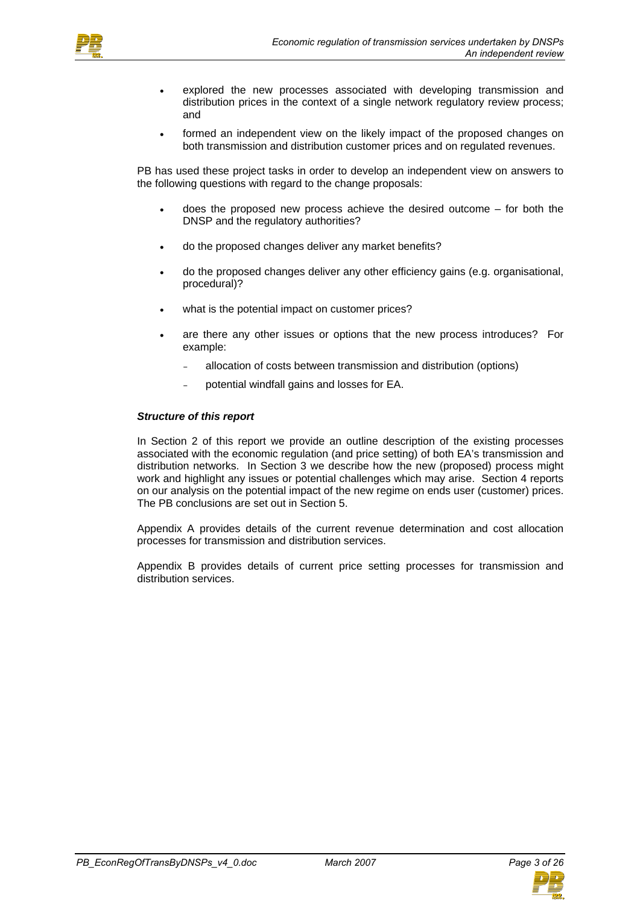- explored the new processes associated with developing transmission and distribution prices in the context of a single network regulatory review process; and
- formed an independent view on the likely impact of the proposed changes on both transmission and distribution customer prices and on regulated revenues.

PB has used these project tasks in order to develop an independent view on answers to the following questions with regard to the change proposals:

- does the proposed new process achieve the desired outcome – for both the DNSP and the regulatory authorities?
- do the proposed changes deliver any market benefits?
- do the proposed changes deliver any other efficiency gains (e.g. organisational, procedural)?
- what is the potential impact on customer prices?
- are there any other issues or options that the new process introduces? For example:
  - allocation of costs between transmission and distribution (options)
  - potential windfall gains and losses for EA.

***Structure of this report***

In Section 2 of this report we provide an outline description of the existing processes associated with the economic regulation (and price setting) of both EA's transmission and distribution networks. In Section 3 we describe how the new (proposed) process might work and highlight any issues or potential challenges which may arise. Section 4 reports on our analysis on the potential impact of the new regime on ends user (customer) prices. The PB conclusions are set out in Section 5.

Appendix A provides details of the current revenue determination and cost allocation processes for transmission and distribution services.

Appendix B provides details of current price setting processes for transmission and distribution services.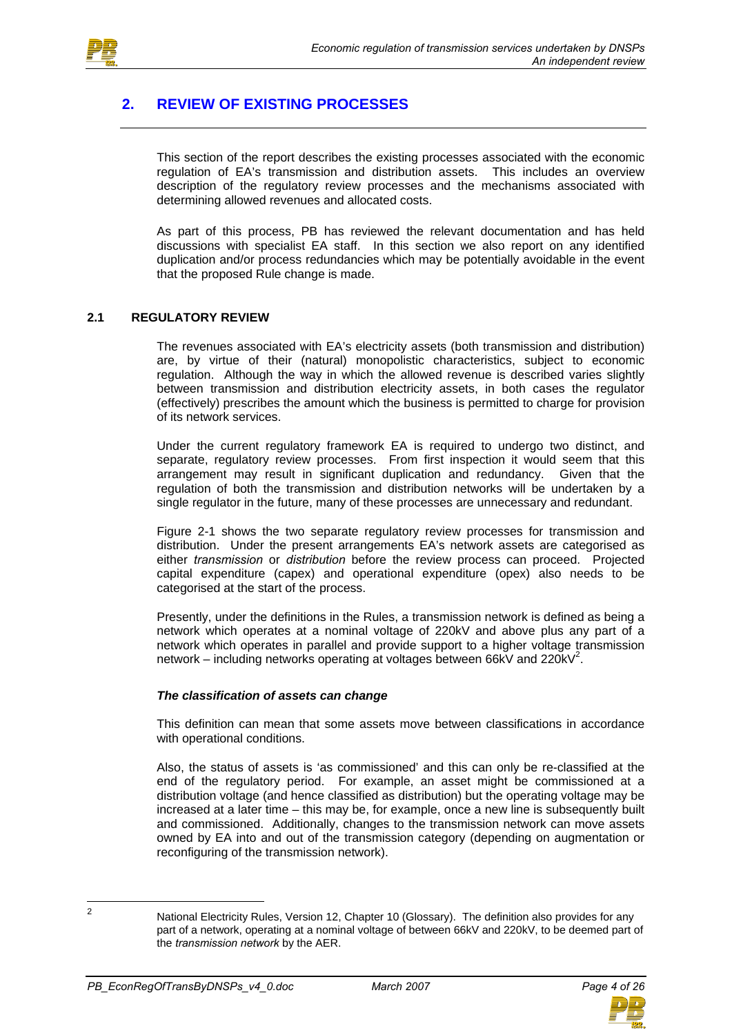## 2. REVIEW OF EXISTING PROCESSES

This section of the report describes the existing processes associated with the economic regulation of EA's transmission and distribution assets. This includes an overview description of the regulatory review processes and the mechanisms associated with determining allowed revenues and allocated costs.

As part of this process, PB has reviewed the relevant documentation and has held discussions with specialist EA staff. In this section we also report on any identified duplication and/or process redundancies which may be potentially avoidable in the event that the proposed Rule change is made.

### 2.1 REGULATORY REVIEW

The revenues associated with EA's electricity assets (both transmission and distribution) are, by virtue of their (natural) monopolistic characteristics, subject to economic regulation. Although the way in which the allowed revenue is described varies slightly between transmission and distribution electricity assets, in both cases the regulator (effectively) prescribes the amount which the business is permitted to charge for provision of its network services.

Under the current regulatory framework EA is required to undergo two distinct, and separate, regulatory review processes. From first inspection it would seem that this arrangement may result in significant duplication and redundancy. Given that the regulation of both the transmission and distribution networks will be undertaken by a single regulator in the future, many of these processes are unnecessary and redundant.

Figure 2-1 shows the two separate regulatory review processes for transmission and distribution. Under the present arrangements EA's network assets are categorised as either *transmission* or *distribution* before the review process can proceed. Projected capital expenditure (capex) and operational expenditure (opex) also needs to be categorised at the start of the process.

Presently, under the definitions in the Rules, a transmission network is defined as being a network which operates at a nominal voltage of 220kV and above plus any part of a network which operates in parallel and provide support to a higher voltage transmission network – including networks operating at voltages between 66kV and 220kV[2].

***The classification of assets can change***

This definition can mean that some assets move between classifications in accordance with operational conditions.

Also, the status of assets is 'as commissioned' and this can only be re-classified at the end of the regulatory period. For example, an asset might be commissioned at a distribution voltage (and hence classified as distribution) but the operating voltage may be increased at a later time – this may be, for example, once a new line is subsequently built and commissioned. Additionally, changes to the transmission network can move assets owned by EA into and out of the transmission category (depending on augmentation or reconfiguring of the transmission network).

---

[2] National Electricity Rules, Version 12, Chapter 10 (Glossary). The definition also provides for any part of a network, operating at a nominal voltage of between 66kV and 220kV, to be deemed part of the *transmission network* by the AER.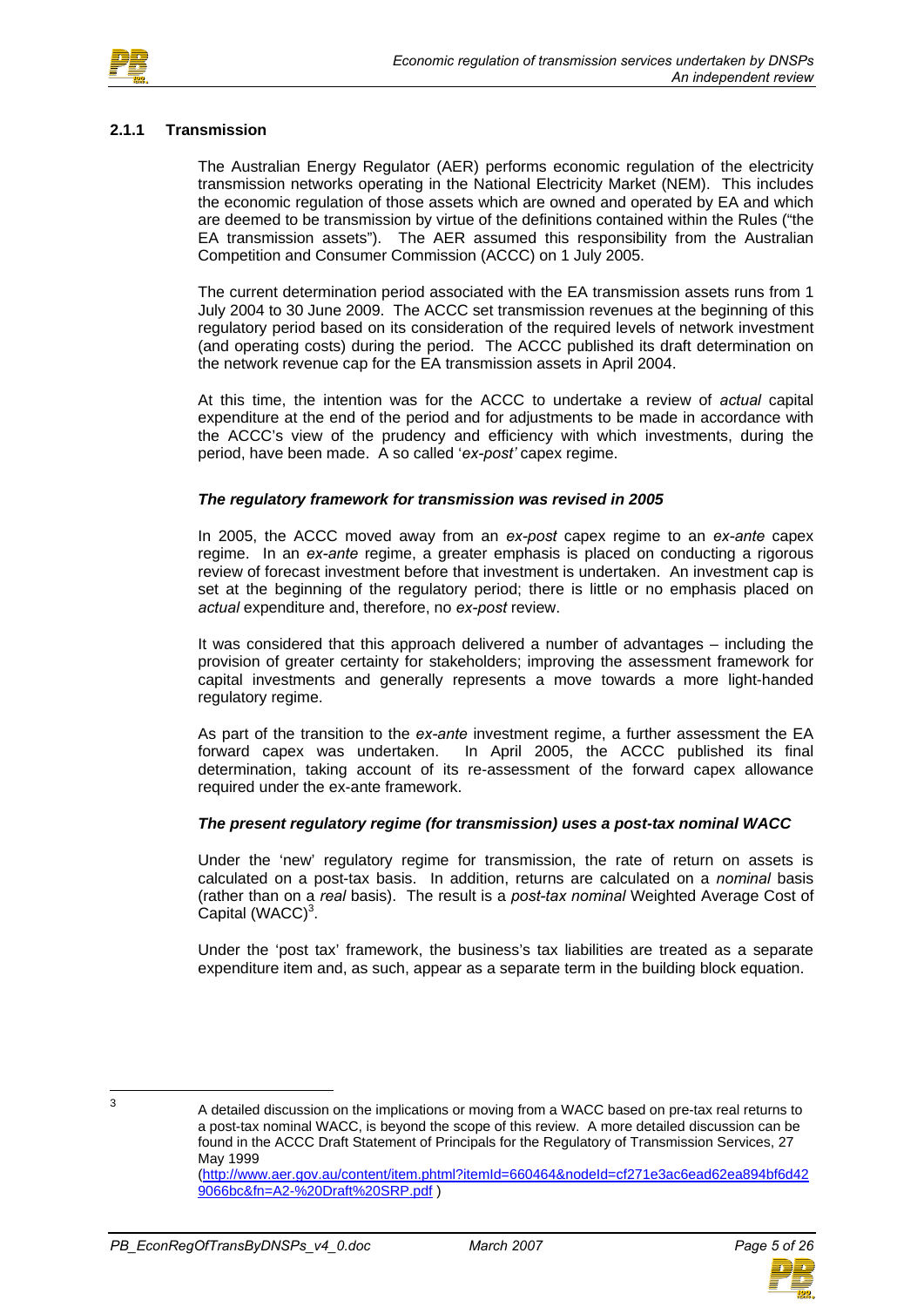### 2.1.1 Transmission

The Australian Energy Regulator (AER) performs economic regulation of the electricity transmission networks operating in the National Electricity Market (NEM). This includes the economic regulation of those assets which are owned and operated by EA and which are deemed to be transmission by virtue of the definitions contained within the Rules ("the EA transmission assets"). The AER assumed this responsibility from the Australian Competition and Consumer Commission (ACCC) on 1 July 2005.

The current determination period associated with the EA transmission assets runs from 1 July 2004 to 30 June 2009. The ACCC set transmission revenues at the beginning of this regulatory period based on its consideration of the required levels of network investment (and operating costs) during the period. The ACCC published its draft determination on the network revenue cap for the EA transmission assets in April 2004.

At this time, the intention was for the ACCC to undertake a review of *actual* capital expenditure at the end of the period and for adjustments to be made in accordance with the ACCC's view of the prudency and efficiency with which investments, during the period, have been made. A so called '*ex-post'* capex regime.

***The regulatory framework for transmission was revised in 2005***

In 2005, the ACCC moved away from an *ex-post* capex regime to an *ex-ante* capex regime. In an *ex-ante* regime, a greater emphasis is placed on conducting a rigorous review of forecast investment before that investment is undertaken. An investment cap is set at the beginning of the regulatory period; there is little or no emphasis placed on *actual* expenditure and, therefore, no *ex-post* review.

It was considered that this approach delivered a number of advantages – including the provision of greater certainty for stakeholders; improving the assessment framework for capital investments and generally represents a move towards a more light-handed regulatory regime.

As part of the transition to the *ex-ante* investment regime, a further assessment the EA forward capex was undertaken. In April 2005, the ACCC published its final determination, taking account of its re-assessment of the forward capex allowance required under the ex-ante framework.

***The present regulatory regime (for transmission) uses a post-tax nominal WACC***

Under the 'new' regulatory regime for transmission, the rate of return on assets is calculated on a post-tax basis. In addition, returns are calculated on a *nominal* basis (rather than on a *real* basis). The result is a *post-tax nominal* Weighted Average Cost of Capital (WACC)[3].

Under the 'post tax' framework, the business's tax liabilities are treated as a separate expenditure item and, as such, appear as a separate term in the building block equation.

---

[3] A detailed discussion on the implications or moving from a WACC based on pre-tax real returns to a post-tax nominal WACC, is beyond the scope of this review. A more detailed discussion can be found in the ACCC Draft Statement of Principals for the Regulatory of Transmission Services, 27 May 1999 (http://www.aer.gov.au/content/item.phtml?itemId=660464&nodeId=cf271e3ac6ead62ea894bf6d429066bc&fn=A2-%20Draft%20SRP.pdf )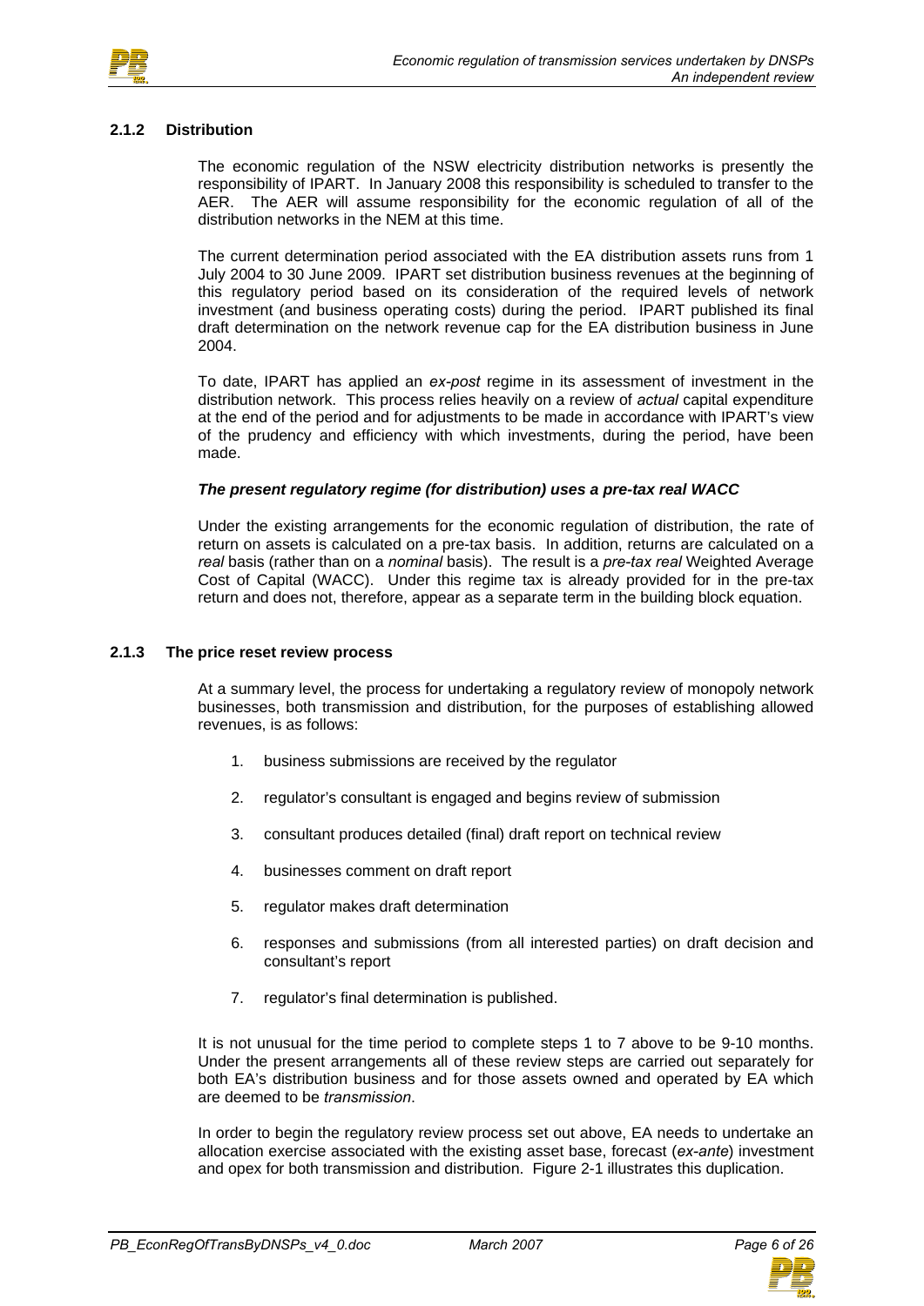### 2.1.2 Distribution

The economic regulation of the NSW electricity distribution networks is presently the responsibility of IPART. In January 2008 this responsibility is scheduled to transfer to the AER. The AER will assume responsibility for the economic regulation of all of the distribution networks in the NEM at this time.

The current determination period associated with the EA distribution assets runs from 1 July 2004 to 30 June 2009. IPART set distribution business revenues at the beginning of this regulatory period based on its consideration of the required levels of network investment (and business operating costs) during the period. IPART published its final draft determination on the network revenue cap for the EA distribution business in June 2004.

To date, IPART has applied an *ex-post* regime in its assessment of investment in the distribution network. This process relies heavily on a review of *actual* capital expenditure at the end of the period and for adjustments to be made in accordance with IPART's view of the prudency and efficiency with which investments, during the period, have been made.

***The present regulatory regime (for distribution) uses a pre-tax real WACC***

Under the existing arrangements for the economic regulation of distribution, the rate of return on assets is calculated on a pre-tax basis. In addition, returns are calculated on a *real* basis (rather than on a *nominal* basis). The result is a *pre-tax real* Weighted Average Cost of Capital (WACC). Under this regime tax is already provided for in the pre-tax return and does not, therefore, appear as a separate term in the building block equation.

### 2.1.3 The price reset review process

At a summary level, the process for undertaking a regulatory review of monopoly network businesses, both transmission and distribution, for the purposes of establishing allowed revenues, is as follows:

1. business submissions are received by the regulator
2. regulator's consultant is engaged and begins review of submission
3. consultant produces detailed (final) draft report on technical review
4. businesses comment on draft report
5. regulator makes draft determination
6. responses and submissions (from all interested parties) on draft decision and consultant's report
7. regulator's final determination is published.

It is not unusual for the time period to complete steps 1 to 7 above to be 9-10 months. Under the present arrangements all of these review steps are carried out separately for both EA's distribution business and for those assets owned and operated by EA which are deemed to be *transmission*.

In order to begin the regulatory review process set out above, EA needs to undertake an allocation exercise associated with the existing asset base, forecast (*ex-ante*) investment and opex for both transmission and distribution. Figure 2-1 illustrates this duplication.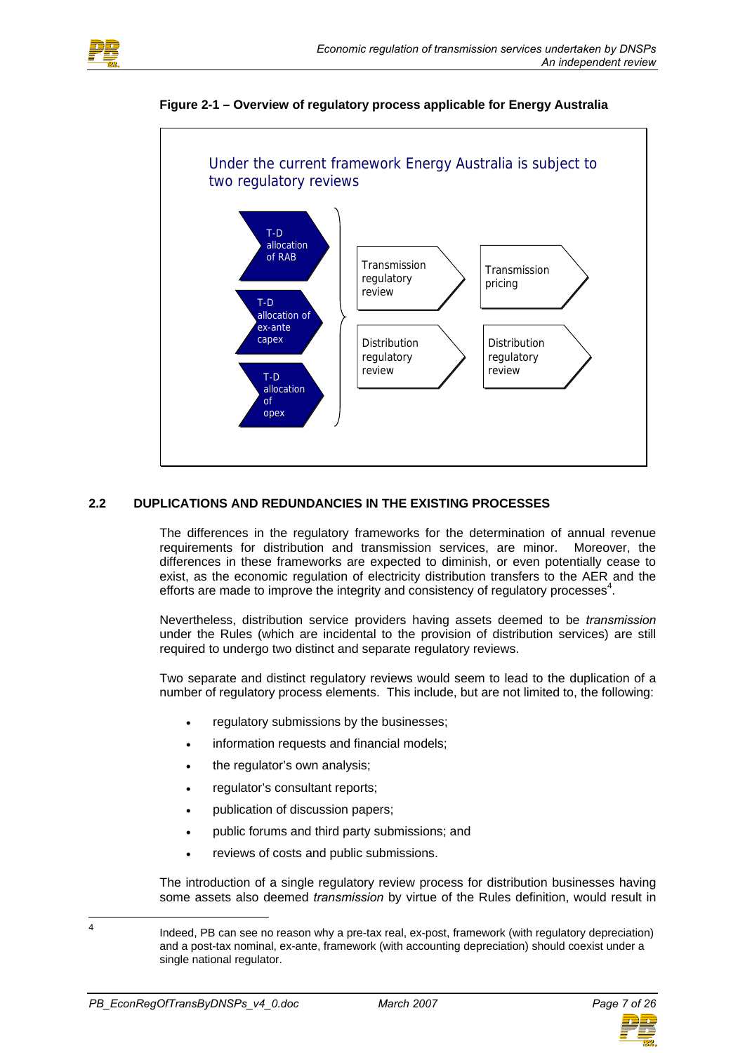**Figure 2-1 – Overview of regulatory process applicable for Energy Australia**

Under the current framework Energy Australia is subject to two regulatory reviews

- T-D allocation of RAB
- T-D allocation of ex-ante capex
- T-D allocation of opex

Transmission regulatory review → Transmission pricing

Distribution regulatory review → Distribution regulatory review

### 2.2 DUPLICATIONS AND REDUNDANCIES IN THE EXISTING PROCESSES

The differences in the regulatory frameworks for the determination of annual revenue requirements for distribution and transmission services, are minor. Moreover, the differences in these frameworks are expected to diminish, or even potentially cease to exist, as the economic regulation of electricity distribution transfers to the AER and the efforts are made to improve the integrity and consistency of regulatory processes[4].

Nevertheless, distribution service providers having assets deemed to be *transmission* under the Rules (which are incidental to the provision of distribution services) are still required to undergo two distinct and separate regulatory reviews.

Two separate and distinct regulatory reviews would seem to lead to the duplication of a number of regulatory process elements. This include, but are not limited to, the following:

- regulatory submissions by the businesses;
- information requests and financial models;
- the regulator's own analysis;
- regulator's consultant reports;
- publication of discussion papers;
- public forums and third party submissions; and
- reviews of costs and public submissions.

The introduction of a single regulatory review process for distribution businesses having some assets also deemed *transmission* by virtue of the Rules definition, would result in

[4] Indeed, PB can see no reason why a pre-tax real, ex-post, framework (with regulatory depreciation) and a post-tax nominal, ex-ante, framework (with accounting depreciation) should coexist under a single national regulator.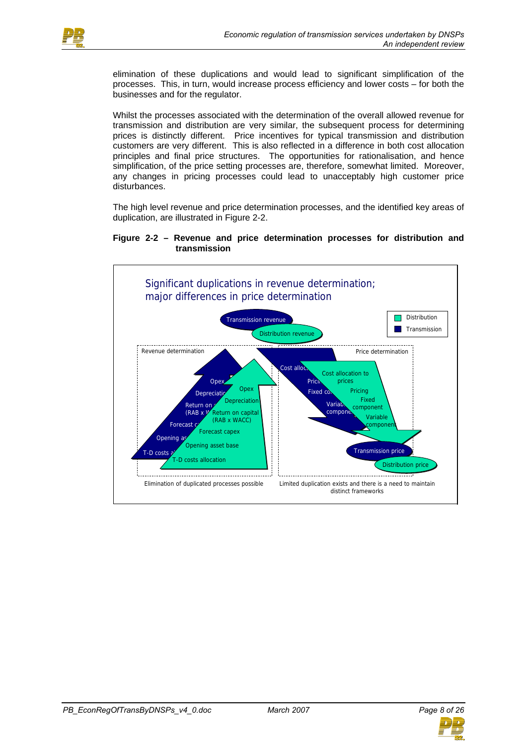elimination of these duplications and would lead to significant simplification of the processes. This, in turn, would increase process efficiency and lower costs – for both the businesses and for the regulator.

Whilst the processes associated with the determination of the overall allowed revenue for transmission and distribution are very similar, the subsequent process for determining prices is distinctly different. Price incentives for typical transmission and distribution customers are very different. This is also reflected in a difference in both cost allocation principles and final price structures. The opportunities for rationalisation, and hence simplification, of the price setting processes are, therefore, somewhat limited. Moreover, any changes in pricing processes could lead to unacceptably high customer price disturbances.

The high level revenue and price determination processes, and the identified key areas of duplication, are illustrated in Figure 2-2.

**Figure 2-2 – Revenue and price determination processes for distribution and transmission**

Significant duplications in revenue determination; major differences in price determination

Legend: Distribution; Transmission

Transmission revenue; Distribution revenue

Revenue determination: Opex; Depreciation; Return on capital (RAB x WACC); Forecast capex; Opening asset base; T-D costs allocation

Price determination: Cost allocation to prices; Pricing; Fixed component; Variable component

Transmission price; Distribution price

Elimination of duplicated processes possible

Limited duplication exists and there is a need to maintain distinct frameworks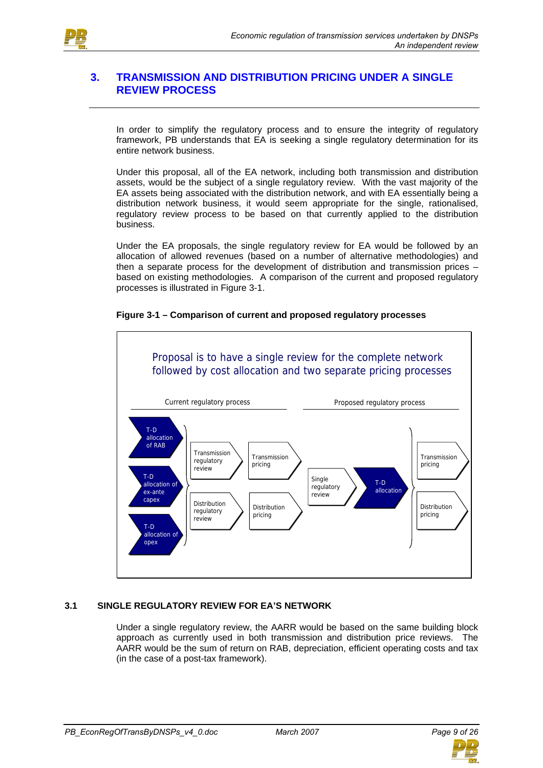# 3. TRANSMISSION AND DISTRIBUTION PRICING UNDER A SINGLE REVIEW PROCESS

In order to simplify the regulatory process and to ensure the integrity of regulatory framework, PB understands that EA is seeking a single regulatory determination for its entire network business.

Under this proposal, all of the EA network, including both transmission and distribution assets, would be the subject of a single regulatory review. With the vast majority of the EA assets being associated with the distribution network, and with EA essentially being a distribution network business, it would seem appropriate for the single, rationalised, regulatory review process to be based on that currently applied to the distribution business.

Under the EA proposals, the single regulatory review for EA would be followed by an allocation of allowed revenues (based on a number of alternative methodologies) and then a separate process for the development of distribution and transmission prices – based on existing methodologies. A comparison of the current and proposed regulatory processes is illustrated in Figure 3-1.

**Figure 3-1 – Comparison of current and proposed regulatory processes**

Proposal is to have a single review for the complete network followed by cost allocation and two separate pricing processes

Current regulatory process: T-D allocation of RAB; T-D allocation of ex-ante capex; T-D allocation of opex → Transmission regulatory review → Transmission pricing; Distribution regulatory review → Distribution pricing

Proposed regulatory process: Single regulatory review → T-D allocation → Transmission pricing; Distribution pricing

## 3.1 SINGLE REGULATORY REVIEW FOR EA'S NETWORK

Under a single regulatory review, the AARR would be based on the same building block approach as currently used in both transmission and distribution price reviews. The AARR would be the sum of return on RAB, depreciation, efficient operating costs and tax (in the case of a post-tax framework).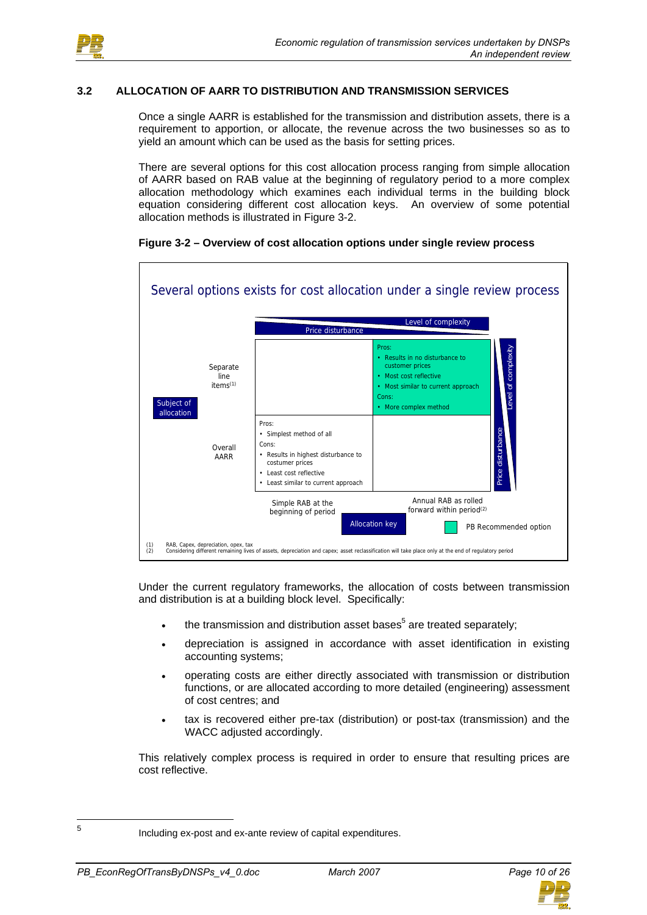## 3.2 ALLOCATION OF AARR TO DISTRIBUTION AND TRANSMISSION SERVICES

Once a single AARR is established for the transmission and distribution assets, there is a requirement to apportion, or allocate, the revenue across the two businesses so as to yield an amount which can be used as the basis for setting prices.

There are several options for this cost allocation process ranging from simple allocation of AARR based on RAB value at the beginning of regulatory period to a more complex allocation methodology which examines each individual terms in the building block equation considering different cost allocation keys. An overview of some potential allocation methods is illustrated in Figure 3-2.

**Figure 3-2 – Overview of cost allocation options under single review process**

Several options exists for cost allocation under a single review process

| Subject of allocation | Simple RAB at the beginning of period | Annual RAB as rolled forward within period[2] |
|---|---|---|
| Separate line items[1] | | Pros: • Results in no disturbance to customer prices • Most cost reflective • Most similar to current approach Cons: • More complex method |
| Overall AARR | Pros: • Simplest method of all Cons: • Results in highest disturbance to costumer prices • Least cost reflective • Least similar to current approach | |

Axes: Allocation key (horizontal); Price disturbance / Level of complexity. PB Recommended option: Annual RAB as rolled forward within period, separate line items.

(1) RAB, Capex, depreciation, opex, tax
(2) Considering different remaining lives of assets, depreciation and capex; asset reclassification will take place only at the end of regulatory period

Under the current regulatory frameworks, the allocation of costs between transmission and distribution is at a building block level. Specifically:

- the transmission and distribution asset bases[5] are treated separately;
- depreciation is assigned in accordance with asset identification in existing accounting systems;
- operating costs are either directly associated with transmission or distribution functions, or are allocated according to more detailed (engineering) assessment of cost centres; and
- tax is recovered either pre-tax (distribution) or post-tax (transmission) and the WACC adjusted accordingly.

This relatively complex process is required in order to ensure that resulting prices are cost reflective.

[5] Including ex-post and ex-ante review of capital expenditures.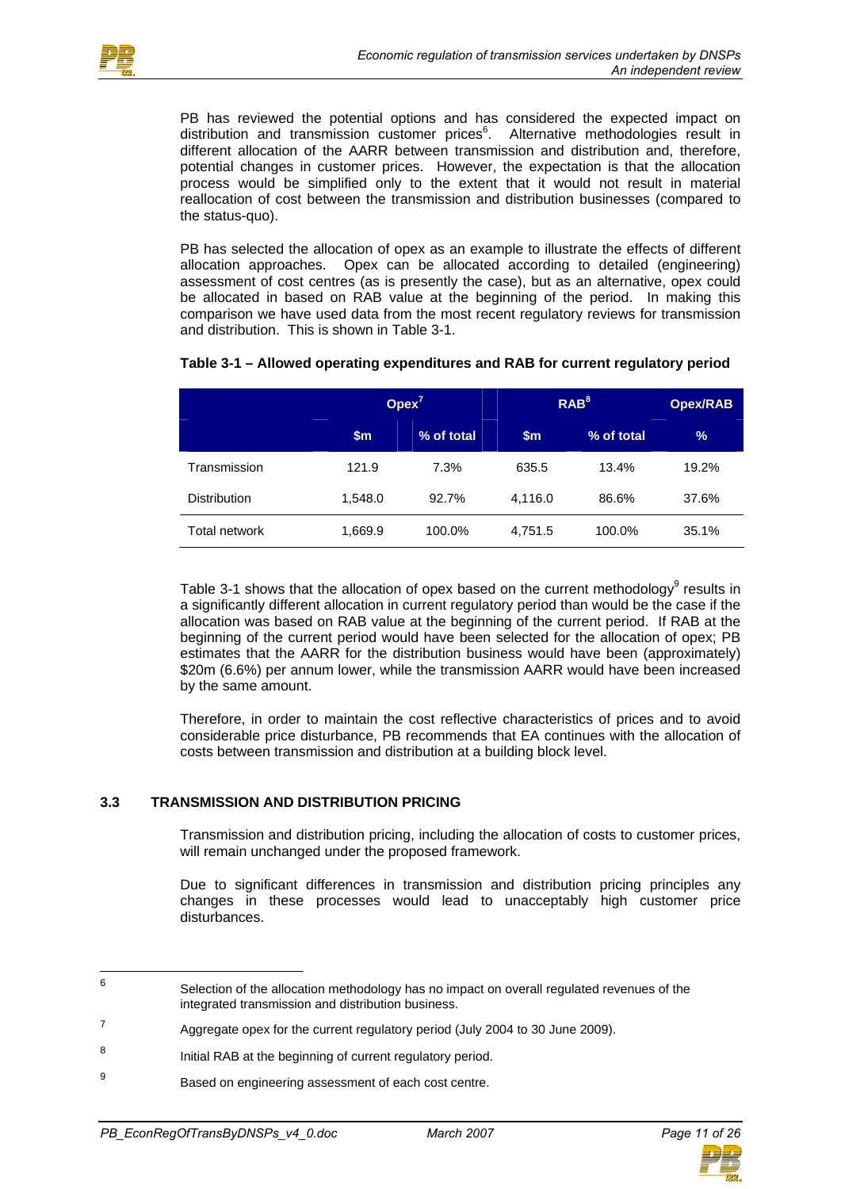PB has reviewed the potential options and has considered the expected impact on distribution and transmission customer prices[6]. Alternative methodologies result in different allocation of the AARR between transmission and distribution and, therefore, potential changes in customer prices. However, the expectation is that the allocation process would be simplified only to the extent that it would not result in material reallocation of cost between the transmission and distribution businesses (compared to the status-quo).

PB has selected the allocation of opex as an example to illustrate the effects of different allocation approaches. Opex can be allocated according to detailed (engineering) assessment of cost centres (as is presently the case), but as an alternative, opex could be allocated in based on RAB value at the beginning of the period. In making this comparison we have used data from the most recent regulatory reviews for transmission and distribution. This is shown in Table 3-1.

**Table 3-1 – Allowed operating expenditures and RAB for current regulatory period**

| | Opex[7] | | RAB[8] | | Opex/RAB |
|---|---|---|---|---|---|
| | $m | % of total | $m | % of total | % |
| Transmission | 121.9 | 7.3% | 635.5 | 13.4% | 19.2% |
| Distribution | 1,548.0 | 92.7% | 4,116.0 | 86.6% | 37.6% |
| Total network | 1,669.9 | 100.0% | 4,751.5 | 100.0% | 35.1% |

Table 3-1 shows that the allocation of opex based on the current methodology[9] results in a significantly different allocation in current regulatory period than would be the case if the allocation was based on RAB value at the beginning of the current period. If RAB at the beginning of the current period would have been selected for the allocation of opex; PB estimates that the AARR for the distribution business would have been (approximately) $20m (6.6%) per annum lower, while the transmission AARR would have been increased by the same amount.

Therefore, in order to maintain the cost reflective characteristics of prices and to avoid considerable price disturbance, PB recommends that EA continues with the allocation of costs between transmission and distribution at a building block level.

### 3.3 TRANSMISSION AND DISTRIBUTION PRICING

Transmission and distribution pricing, including the allocation of costs to customer prices, will remain unchanged under the proposed framework.

Due to significant differences in transmission and distribution pricing principles any changes in these processes would lead to unacceptably high customer price disturbances.

---

[6] Selection of the allocation methodology has no impact on overall regulated revenues of the integrated transmission and distribution business.

[7] Aggregate opex for the current regulatory period (July 2004 to 30 June 2009).

[8] Initial RAB at the beginning of current regulatory period.

[9] Based on engineering assessment of each cost centre.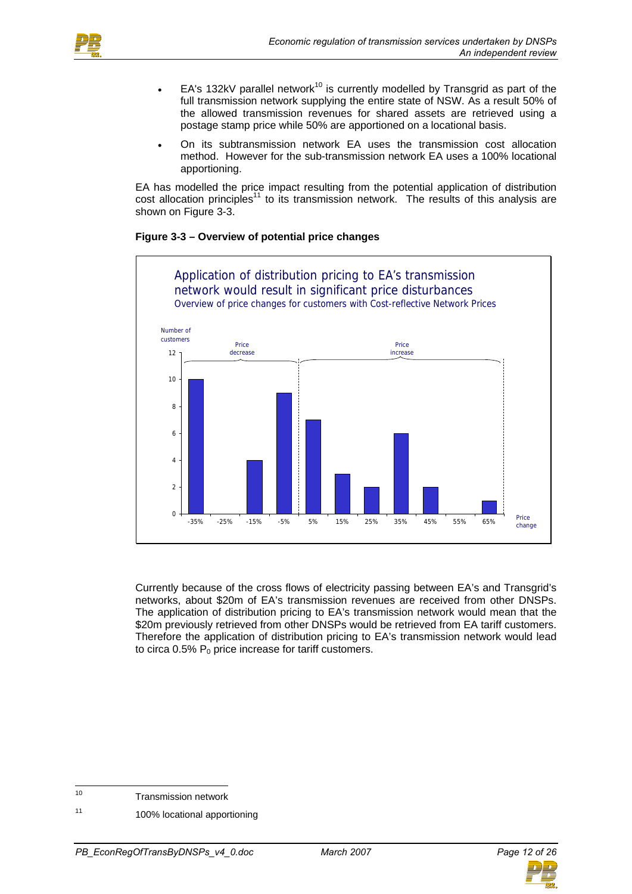- EA's 132kV parallel network[10] is currently modelled by Transgrid as part of the full transmission network supplying the entire state of NSW. As a result 50% of the allowed transmission revenues for shared assets are retrieved using a postage stamp price while 50% are apportioned on a locational basis.
- On its subtransmission network EA uses the transmission cost allocation method. However for the sub-transmission network EA uses a 100% locational apportioning.

EA has modelled the price impact resulting from the potential application of distribution cost allocation principles[11] to its transmission network. The results of this analysis are shown on Figure 3-3.

**Figure 3-3 – Overview of potential price changes**

Application of distribution pricing to EA's transmission network would result in significant price disturbances

Overview of price changes for customers with Cost-reflective Network Prices

| Price change | Number of customers |
|---|---|
| -35% | 10 |
| -25% | 0 |
| -15% | 4 |
| -5% | 9 |
| 5% | 7 |
| 15% | 3 |
| 25% | 2 |
| 35% | 6 |
| 45% | 2 |
| 55% | 0 |
| 65% | 1 |

Currently because of the cross flows of electricity passing between EA's and Transgrid's networks, about $20m of EA's transmission revenues are received from other DNSPs. The application of distribution pricing to EA's transmission network would mean that the $20m previously retrieved from other DNSPs would be retrieved from EA tariff customers. Therefore the application of distribution pricing to EA's transmission network would lead to circa 0.5% $P_0$ price increase for tariff customers.

---

[10] Transmission network

[11] 100% locational apportioning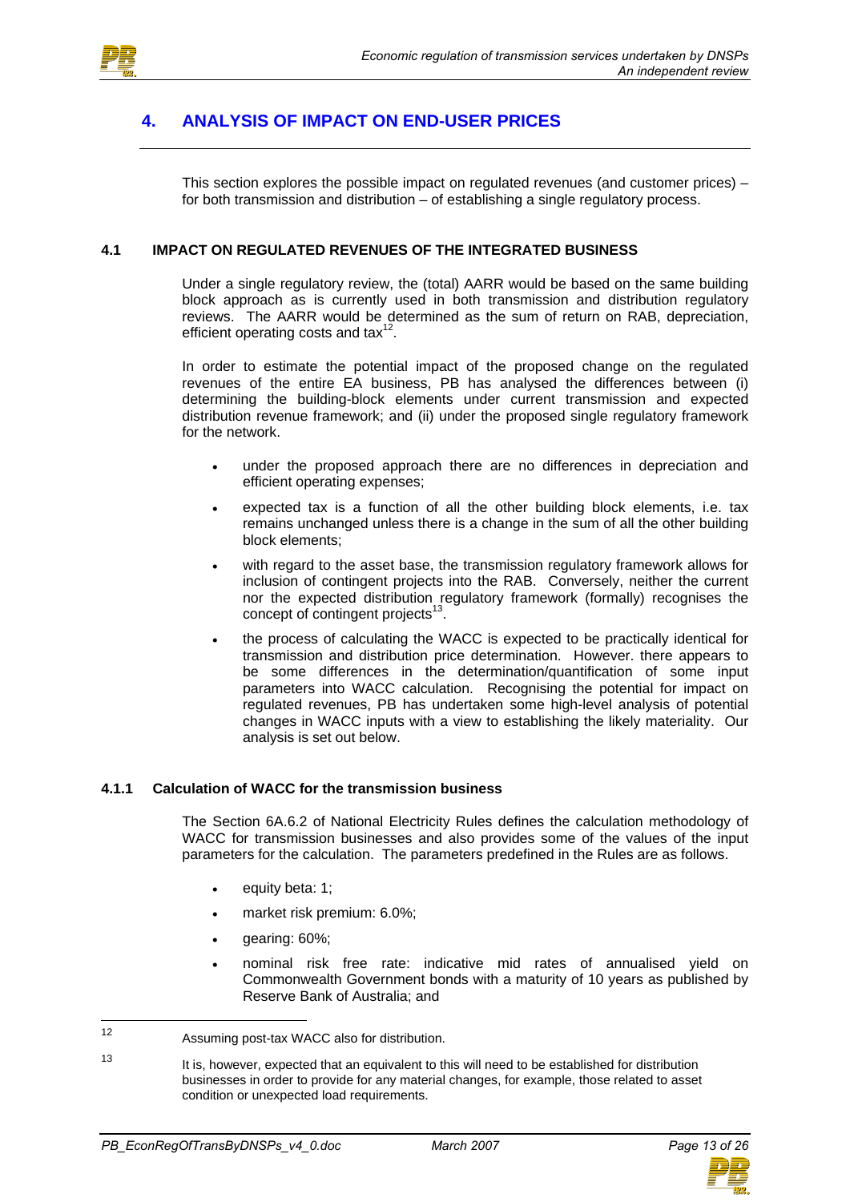# 4. ANALYSIS OF IMPACT ON END-USER PRICES

This section explores the possible impact on regulated revenues (and customer prices) – for both transmission and distribution – of establishing a single regulatory process.

## 4.1 IMPACT ON REGULATED REVENUES OF THE INTEGRATED BUSINESS

Under a single regulatory review, the (total) AARR would be based on the same building block approach as is currently used in both transmission and distribution regulatory reviews. The AARR would be determined as the sum of return on RAB, depreciation, efficient operating costs and tax[12].

In order to estimate the potential impact of the proposed change on the regulated revenues of the entire EA business, PB has analysed the differences between (i) determining the building-block elements under current transmission and expected distribution revenue framework; and (ii) under the proposed single regulatory framework for the network.

- under the proposed approach there are no differences in depreciation and efficient operating expenses;
- expected tax is a function of all the other building block elements, i.e. tax remains unchanged unless there is a change in the sum of all the other building block elements;
- with regard to the asset base, the transmission regulatory framework allows for inclusion of contingent projects into the RAB. Conversely, neither the current nor the expected distribution regulatory framework (formally) recognises the concept of contingent projects[13].
- the process of calculating the WACC is expected to be practically identical for transmission and distribution price determination. However. there appears to be some differences in the determination/quantification of some input parameters into WACC calculation. Recognising the potential for impact on regulated revenues, PB has undertaken some high-level analysis of potential changes in WACC inputs with a view to establishing the likely materiality. Our analysis is set out below.

### 4.1.1 Calculation of WACC for the transmission business

The Section 6A.6.2 of National Electricity Rules defines the calculation methodology of WACC for transmission businesses and also provides some of the values of the input parameters for the calculation. The parameters predefined in the Rules are as follows.

- equity beta: 1;
- market risk premium: 6.0%;
- gearing: 60%;
- nominal risk free rate: indicative mid rates of annualised yield on Commonwealth Government bonds with a maturity of 10 years as published by Reserve Bank of Australia; and

---

[12] Assuming post-tax WACC also for distribution.

[13] It is, however, expected that an equivalent to this will need to be established for distribution businesses in order to provide for any material changes, for example, those related to asset condition or unexpected load requirements.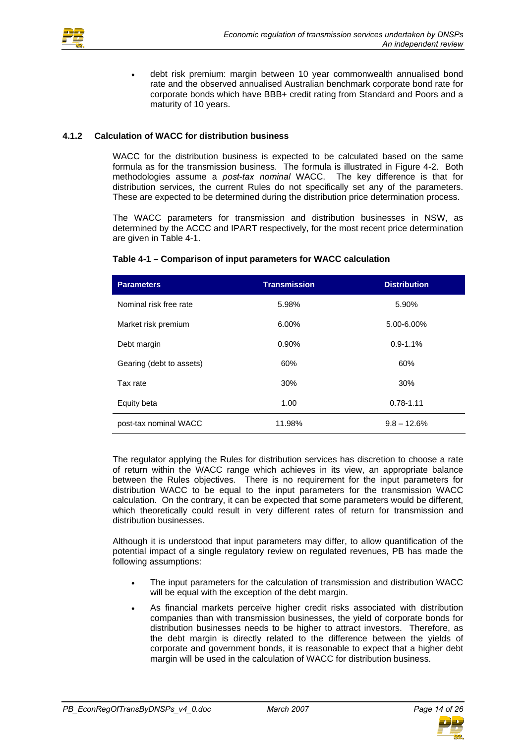- debt risk premium: margin between 10 year commonwealth annualised bond rate and the observed annualised Australian benchmark corporate bond rate for corporate bonds which have BBB+ credit rating from Standard and Poors and a maturity of 10 years.

### 4.1.2 Calculation of WACC for distribution business

WACC for the distribution business is expected to be calculated based on the same formula as for the transmission business. The formula is illustrated in Figure 4-2. Both methodologies assume a *post-tax nominal* WACC. The key difference is that for distribution services, the current Rules do not specifically set any of the parameters. These are expected to be determined during the distribution price determination process.

The WACC parameters for transmission and distribution businesses in NSW, as determined by the ACCC and IPART respectively, for the most recent price determination are given in Table 4-1.

**Table 4-1 – Comparison of input parameters for WACC calculation**

| Parameters | Transmission | Distribution |
|---|---|---|
| Nominal risk free rate | 5.98% | 5.90% |
| Market risk premium | 6.00% | 5.00-6.00% |
| Debt margin | 0.90% | 0.9-1.1% |
| Gearing (debt to assets) | 60% | 60% |
| Tax rate | 30% | 30% |
| Equity beta | 1.00 | 0.78-1.11 |
| post-tax nominal WACC | 11.98% | 9.8 – 12.6% |

The regulator applying the Rules for distribution services has discretion to choose a rate of return within the WACC range which achieves in its view, an appropriate balance between the Rules objectives. There is no requirement for the input parameters for distribution WACC to be equal to the input parameters for the transmission WACC calculation. On the contrary, it can be expected that some parameters would be different, which theoretically could result in very different rates of return for transmission and distribution businesses.

Although it is understood that input parameters may differ, to allow quantification of the potential impact of a single regulatory review on regulated revenues, PB has made the following assumptions:

- The input parameters for the calculation of transmission and distribution WACC will be equal with the exception of the debt margin.
- As financial markets perceive higher credit risks associated with distribution companies than with transmission businesses, the yield of corporate bonds for distribution businesses needs to be higher to attract investors. Therefore, as the debt margin is directly related to the difference between the yields of corporate and government bonds, it is reasonable to expect that a higher debt margin will be used in the calculation of WACC for distribution business.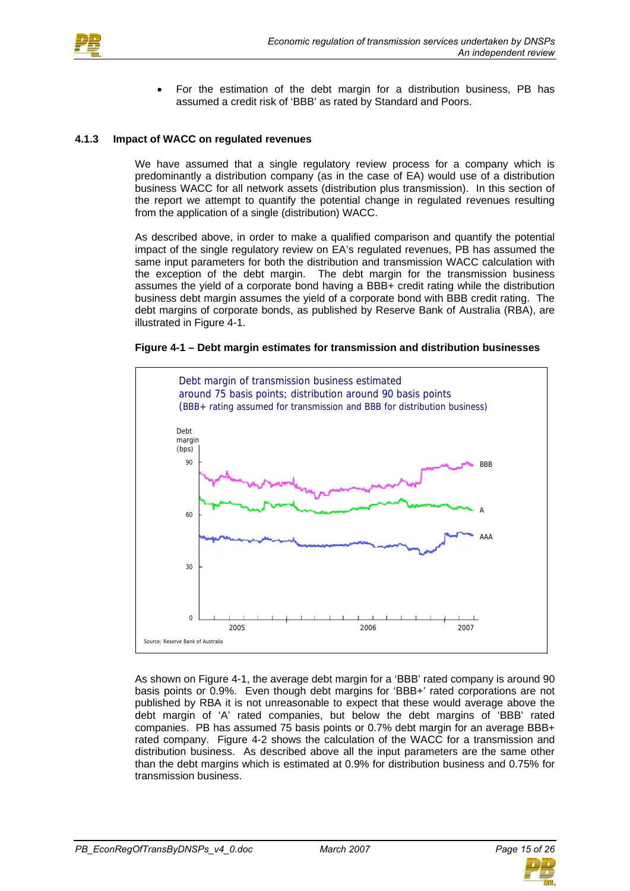- For the estimation of the debt margin for a distribution business, PB has assumed a credit risk of 'BBB' as rated by Standard and Poors.

### 4.1.3 Impact of WACC on regulated revenues

We have assumed that a single regulatory review process for a company which is predominantly a distribution company (as in the case of EA) would use of a distribution business WACC for all network assets (distribution plus transmission). In this section of the report we attempt to quantify the potential change in regulated revenues resulting from the application of a single (distribution) WACC.

As described above, in order to make a qualified comparison and quantify the potential impact of the single regulatory review on EA's regulated revenues, PB has assumed the same input parameters for both the distribution and transmission WACC calculation with the exception of the debt margin. The debt margin for the transmission business assumes the yield of a corporate bond having a BBB+ credit rating while the distribution business debt margin assumes the yield of a corporate bond with BBB credit rating. The debt margins of corporate bonds, as published by Reserve Bank of Australia (RBA), are illustrated in Figure 4-1.

**Figure 4-1 – Debt margin estimates for transmission and distribution businesses**

Debt margin of transmission business estimated around 75 basis points; distribution around 90 basis points (BBB+ rating assumed for transmission and BBB for distribution business)

Source: Reserve Bank of Australia

As shown on Figure 4-1, the average debt margin for a 'BBB' rated company is around 90 basis points or 0.9%. Even though debt margins for 'BBB+' rated corporations are not published by RBA it is not unreasonable to expect that these would average above the debt margin of 'A' rated companies, but below the debt margins of 'BBB' rated companies. PB has assumed 75 basis points or 0.7% debt margin for an average BBB+ rated company. Figure 4-2 shows the calculation of the WACC for a transmission and distribution business. As described above all the input parameters are the same other than the debt margins which is estimated at 0.9% for distribution business and 0.75% for transmission business.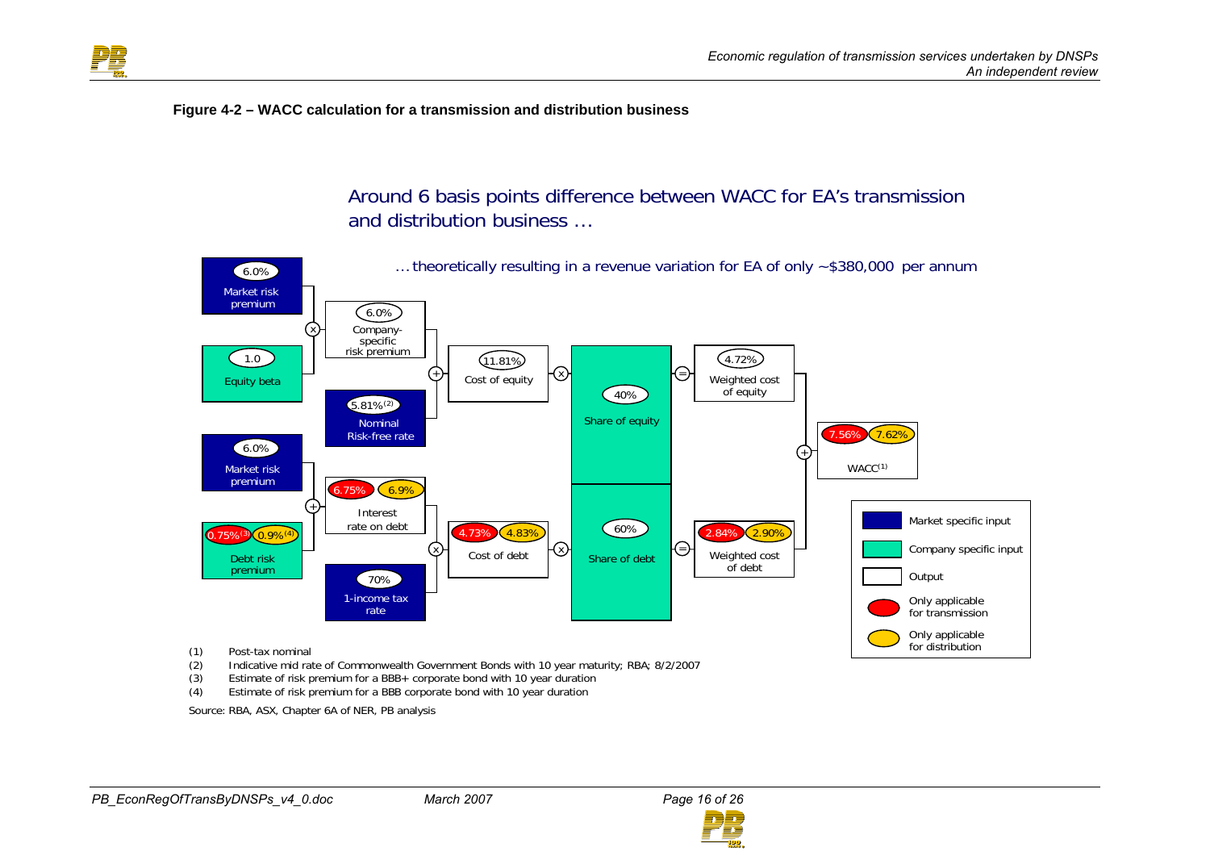**Figure 4-2 – WACC calculation for a transmission and distribution business**

Around 6 basis points difference between WACC for EA's transmission and distribution business …

… theoretically resulting in a revenue variation for EA of only ~$380,000 per annum

| Input | Value |
|---|---|
| Market risk premium | 6.0% |
| Equity beta | 1.0 |
| Company-specific risk premium (Market risk premium × Equity beta) | 6.0% |
| Nominal Risk-free rate | 5.81%(2) |
| Cost of equity (Company-specific risk premium + Nominal risk-free rate) | 11.81% |
| Share of equity | 40% |
| Weighted cost of equity | 4.72% |
| Market risk premium | 6.0% |
| Debt risk premium | 0.75%(3) (transmission) / 0.9%(4) (distribution) |
| Interest rate on debt (Market risk premium + Debt risk premium) | 6.75% (transmission) / 6.9% (distribution) |
| 1-income tax rate | 70% |
| Cost of debt (Interest rate on debt × (1-income tax rate)) | 4.73% (transmission) / 4.83% (distribution) |
| Share of debt | 60% |
| Weighted cost of debt | 2.84% (transmission) / 2.90% (distribution) |
| WACC(1) (Weighted cost of equity + Weighted cost of debt) | 7.56% (transmission) / 7.62% (distribution) |

Legend: Market specific input; Company specific input; Output; Only applicable for transmission; Only applicable for distribution

(1) Post-tax nominal

(2) Indicative mid rate of Commonwealth Government Bonds with 10 year maturity; RBA; 8/2/2007

(3) Estimate of risk premium for a BBB+ corporate bond with 10 year duration

(4) Estimate of risk premium for a BBB corporate bond with 10 year duration

Source: RBA, ASX, Chapter 6A of NER, PB analysis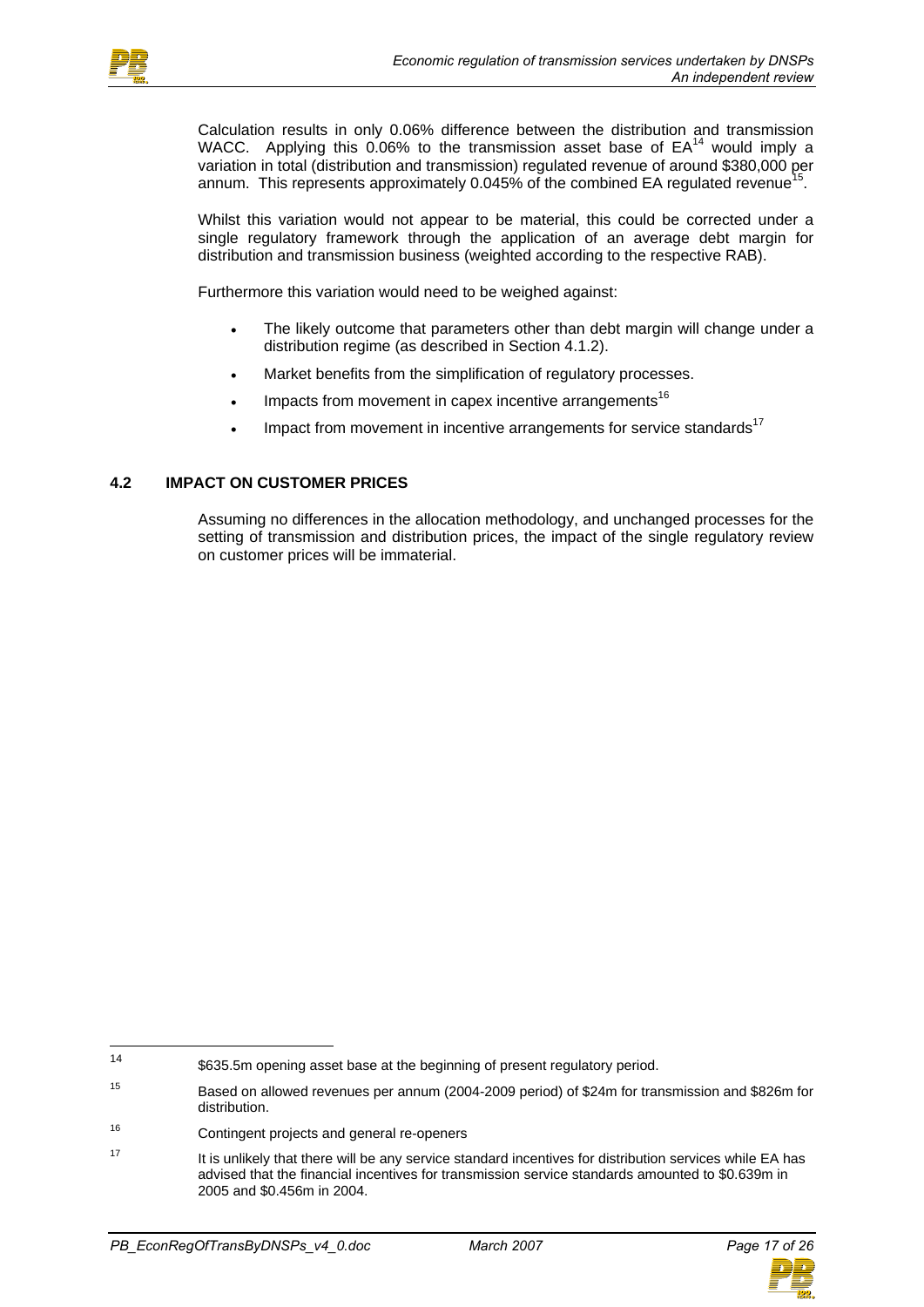Calculation results in only 0.06% difference between the distribution and transmission WACC. Applying this 0.06% to the transmission asset base of EA[14] would imply a variation in total (distribution and transmission) regulated revenue of around $380,000 per annum. This represents approximately 0.045% of the combined EA regulated revenue[15].

Whilst this variation would not appear to be material, this could be corrected under a single regulatory framework through the application of an average debt margin for distribution and transmission business (weighted according to the respective RAB).

Furthermore this variation would need to be weighed against:

- The likely outcome that parameters other than debt margin will change under a distribution regime (as described in Section 4.1.2).
- Market benefits from the simplification of regulatory processes.
- Impacts from movement in capex incentive arrangements[16]
- Impact from movement in incentive arrangements for service standards[17]

## 4.2 IMPACT ON CUSTOMER PRICES

Assuming no differences in the allocation methodology, and unchanged processes for the setting of transmission and distribution prices, the impact of the single regulatory review on customer prices will be immaterial.

---

[14] $635.5m opening asset base at the beginning of present regulatory period.

[15] Based on allowed revenues per annum (2004-2009 period) of $24m for transmission and $826m for distribution.

[16] Contingent projects and general re-openers

[17] It is unlikely that there will be any service standard incentives for distribution services while EA has advised that the financial incentives for transmission service standards amounted to $0.639m in 2005 and $0.456m in 2004.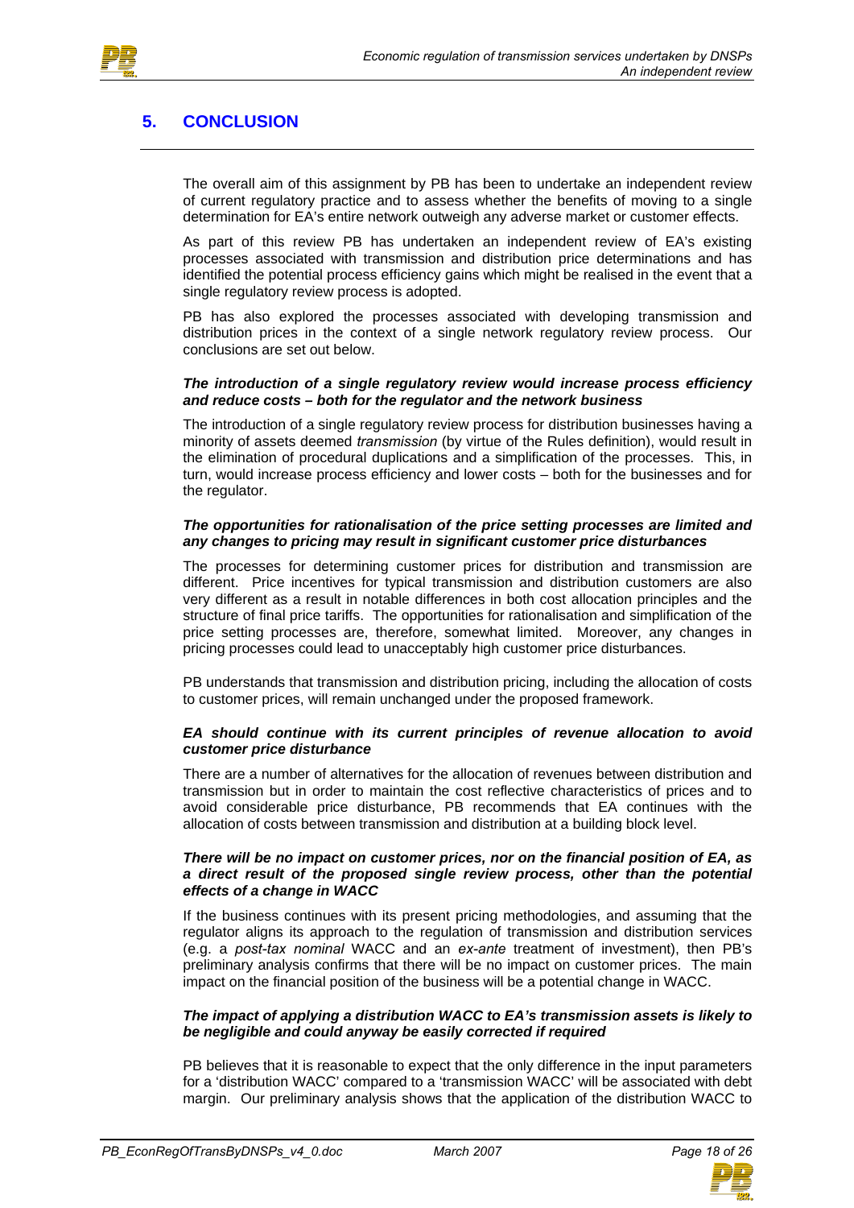# 5. CONCLUSION

The overall aim of this assignment by PB has been to undertake an independent review of current regulatory practice and to assess whether the benefits of moving to a single determination for EA's entire network outweigh any adverse market or customer effects.

As part of this review PB has undertaken an independent review of EA's existing processes associated with transmission and distribution price determinations and has identified the potential process efficiency gains which might be realised in the event that a single regulatory review process is adopted.

PB has also explored the processes associated with developing transmission and distribution prices in the context of a single network regulatory review process. Our conclusions are set out below.

***The introduction of a single regulatory review would increase process efficiency and reduce costs – both for the regulator and the network business***

The introduction of a single regulatory review process for distribution businesses having a minority of assets deemed *transmission* (by virtue of the Rules definition), would result in the elimination of procedural duplications and a simplification of the processes. This, in turn, would increase process efficiency and lower costs – both for the businesses and for the regulator.

***The opportunities for rationalisation of the price setting processes are limited and any changes to pricing may result in significant customer price disturbances***

The processes for determining customer prices for distribution and transmission are different. Price incentives for typical transmission and distribution customers are also very different as a result in notable differences in both cost allocation principles and the structure of final price tariffs. The opportunities for rationalisation and simplification of the price setting processes are, therefore, somewhat limited. Moreover, any changes in pricing processes could lead to unacceptably high customer price disturbances.

PB understands that transmission and distribution pricing, including the allocation of costs to customer prices, will remain unchanged under the proposed framework.

***EA should continue with its current principles of revenue allocation to avoid customer price disturbance***

There are a number of alternatives for the allocation of revenues between distribution and transmission but in order to maintain the cost reflective characteristics of prices and to avoid considerable price disturbance, PB recommends that EA continues with the allocation of costs between transmission and distribution at a building block level.

***There will be no impact on customer prices, nor on the financial position of EA, as a direct result of the proposed single review process, other than the potential effects of a change in WACC***

If the business continues with its present pricing methodologies, and assuming that the regulator aligns its approach to the regulation of transmission and distribution services (e.g. a *post-tax nominal* WACC and an *ex-ante* treatment of investment), then PB's preliminary analysis confirms that there will be no impact on customer prices. The main impact on the financial position of the business will be a potential change in WACC.

***The impact of applying a distribution WACC to EA's transmission assets is likely to be negligible and could anyway be easily corrected if required***

PB believes that it is reasonable to expect that the only difference in the input parameters for a 'distribution WACC' compared to a 'transmission WACC' will be associated with debt margin. Our preliminary analysis shows that the application of the distribution WACC to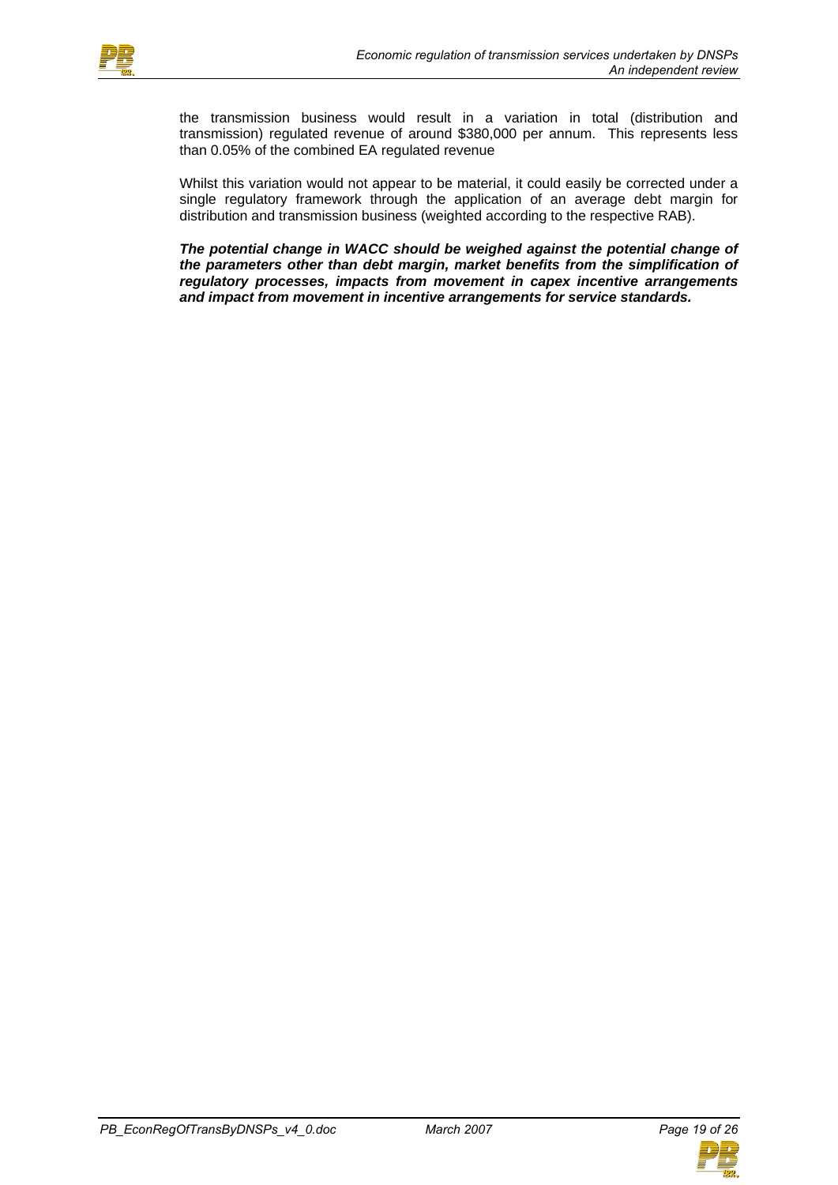the transmission business would result in a variation in total (distribution and transmission) regulated revenue of around $380,000 per annum. This represents less than 0.05% of the combined EA regulated revenue

Whilst this variation would not appear to be material, it could easily be corrected under a single regulatory framework through the application of an average debt margin for distribution and transmission business (weighted according to the respective RAB).

***The potential change in WACC should be weighed against the potential change of the parameters other than debt margin, market benefits from the simplification of regulatory processes, impacts from movement in capex incentive arrangements and impact from movement in incentive arrangements for service standards.***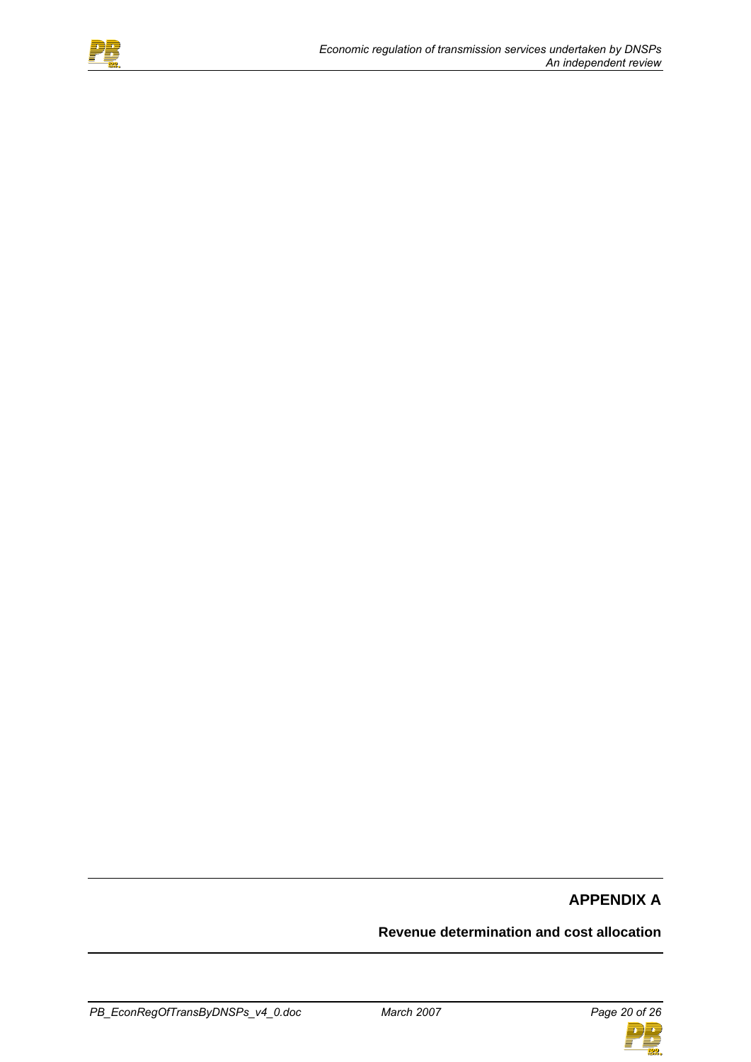# APPENDIX A

## Revenue determination and cost allocation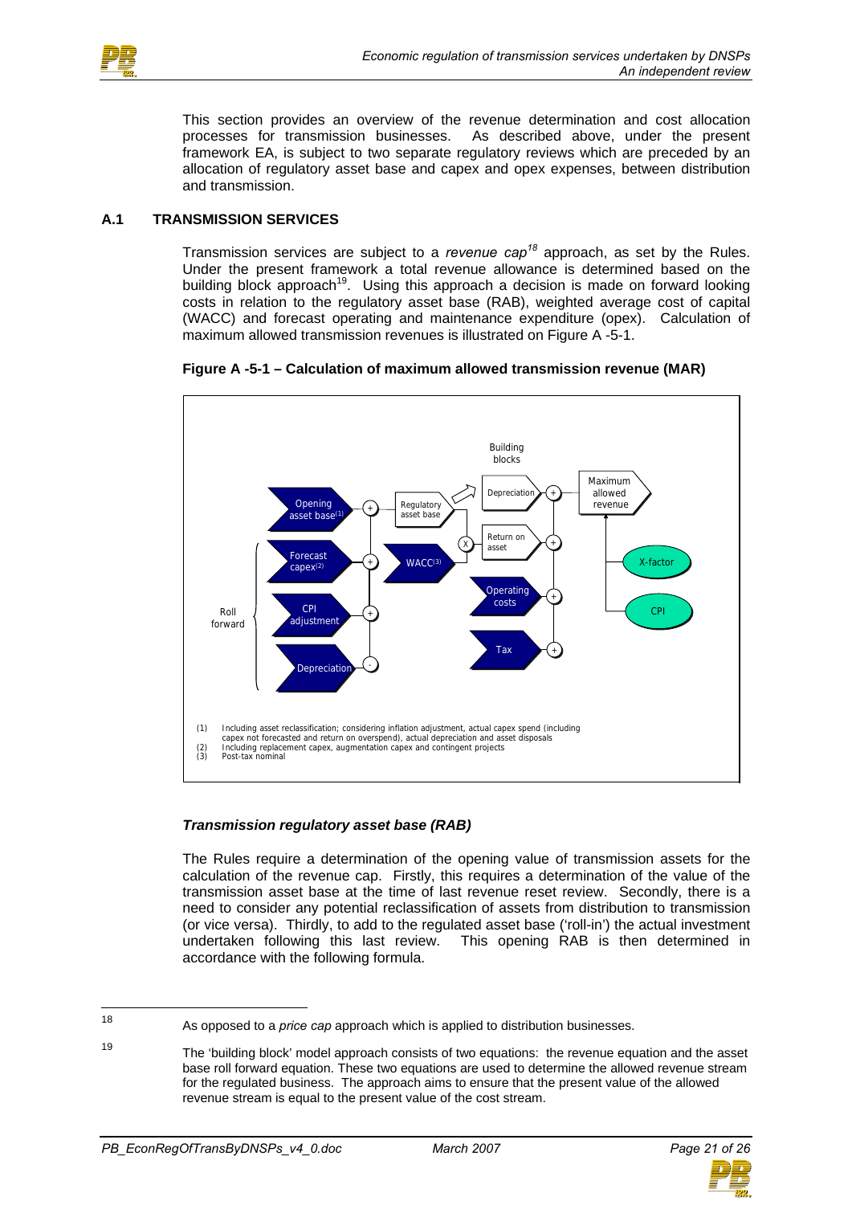This section provides an overview of the revenue determination and cost allocation processes for transmission businesses. As described above, under the present framework EA, is subject to two separate regulatory reviews which are preceded by an allocation of regulatory asset base and capex and opex expenses, between distribution and transmission.

## A.1 TRANSMISSION SERVICES

Transmission services are subject to a *revenue cap*[18] approach, as set by the Rules. Under the present framework a total revenue allowance is determined based on the building block approach[19]. Using this approach a decision is made on forward looking costs in relation to the regulatory asset base (RAB), weighted average cost of capital (WACC) and forecast operating and maintenance expenditure (opex). Calculation of maximum allowed transmission revenues is illustrated on Figure A -5-1.

**Figure A -5-1 – Calculation of maximum allowed transmission revenue (MAR)**

Building blocks

Opening asset base(1) · Regulatory asset base · Depreciation · Maximum allowed revenue

Roll forward: Forecast capex(2) · CPI adjustment · Depreciation

WACC(3) · Return on asset · Operating costs · Tax · X-factor · CPI

(1) Including asset reclassification; considering inflation adjustment, actual capex spend (including capex not forecasted and return on overspend), actual depreciation and asset disposals
(2) Including replacement capex, augmentation capex and contingent projects
(3) Post-tax nominal

### *Transmission regulatory asset base (RAB)*

The Rules require a determination of the opening value of transmission assets for the calculation of the revenue cap. Firstly, this requires a determination of the value of the transmission asset base at the time of last revenue reset review. Secondly, there is a need to consider any potential reclassification of assets from distribution to transmission (or vice versa). Thirdly, to add to the regulated asset base ('roll-in') the actual investment undertaken following this last review. This opening RAB is then determined in accordance with the following formula.

---

18 As opposed to a *price cap* approach which is applied to distribution businesses.

19 The 'building block' model approach consists of two equations: the revenue equation and the asset base roll forward equation. These two equations are used to determine the allowed revenue stream for the regulated business. The approach aims to ensure that the present value of the allowed revenue stream is equal to the present value of the cost stream.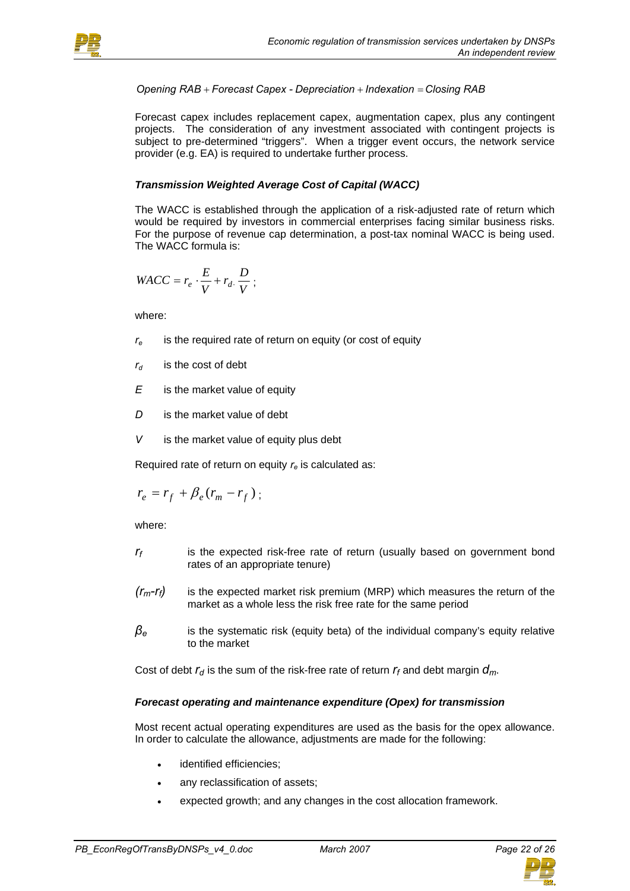$$Opening\ RAB + Forecast\ Capex - Depreciation + Indexation = Closing\ RAB$$

Forecast capex includes replacement capex, augmentation capex, plus any contingent projects. The consideration of any investment associated with contingent projects is subject to pre-determined "triggers". When a trigger event occurs, the network service provider (e.g. EA) is required to undertake further process.

### *Transmission Weighted Average Cost of Capital (WACC)*

The WACC is established through the application of a risk-adjusted rate of return which would be required by investors in commercial enterprises facing similar business risks. For the purpose of revenue cap determination, a post-tax nominal WACC is being used. The WACC formula is:

$$WACC = r_e \cdot \frac{E}{V} + r_d \cdot \frac{D}{V};$$

where:

- $r_e$ is the required rate of return on equity (or cost of equity
- $r_d$ is the cost of debt
- $E$ is the market value of equity
- $D$ is the market value of debt
- $V$ is the market value of equity plus debt

Required rate of return on equity $r_e$ is calculated as:

$$r_e = r_f + \beta_e (r_m - r_f);$$

where:

- $r_f$ is the expected risk-free rate of return (usually based on government bond rates of an appropriate tenure)
- $(r_m - r_f)$ is the expected market risk premium (MRP) which measures the return of the market as a whole less the risk free rate for the same period
- $\beta_e$ is the systematic risk (equity beta) of the individual company's equity relative to the market

Cost of debt $r_d$ is the sum of the risk-free rate of return $r_f$ and debt margin $d_m$.

### *Forecast operating and maintenance expenditure (Opex) for transmission*

Most recent actual operating expenditures are used as the basis for the opex allowance. In order to calculate the allowance, adjustments are made for the following:

- identified efficiencies;
- any reclassification of assets;
- expected growth; and any changes in the cost allocation framework.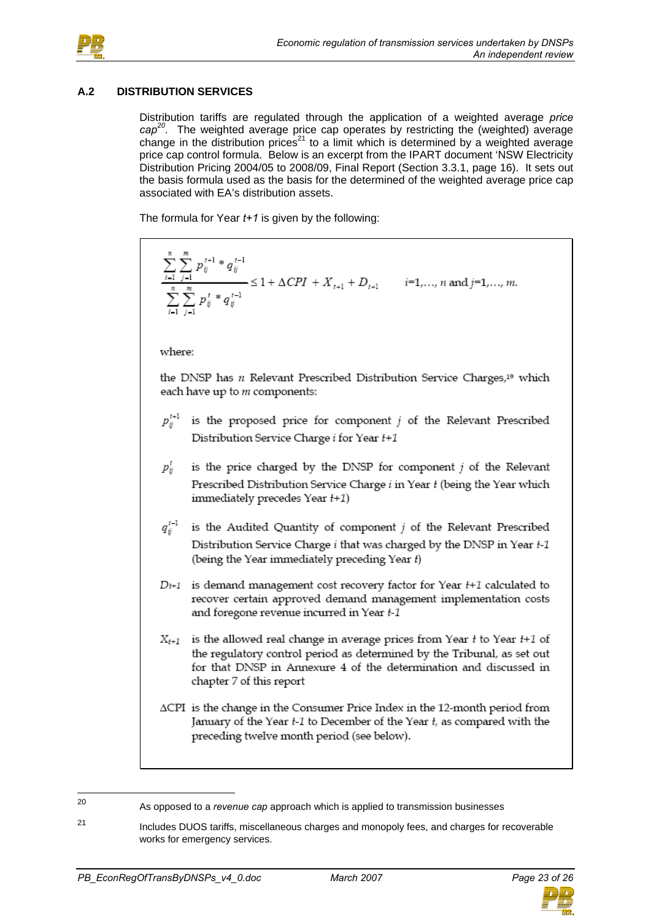## A.2 DISTRIBUTION SERVICES

Distribution tariffs are regulated through the application of a weighted average *price cap*[20]. The weighted average price cap operates by restricting the (weighted) average change in the distribution prices[21] to a limit which is determined by a weighted average price cap control formula. Below is an excerpt from the IPART document 'NSW Electricity Distribution Pricing 2004/05 to 2008/09, Final Report (Section 3.3.1, page 16). It sets out the basis formula used as the basis for the determined of the weighted average price cap associated with EA's distribution assets.

The formula for Year *t+1* is given by the following:

$$\frac{\sum_{i=1}^{n}\sum_{j=1}^{m} p_{ij}^{t+1} * q_{ij}^{t-1}}{\sum_{i=1}^{n}\sum_{j=1}^{m} p_{ij}^{t} * q_{ij}^{t-1}} \leq 1 + \Delta CPI + X_{t+1} + D_{t+1} \qquad i=1,\ldots, n \text{ and } j=1,\ldots, m.$$

where:

the DNSP has $n$ Relevant Prescribed Distribution Service Charges,[19] which each have up to $m$ components:

- $p_{ij}^{t+1}$ is the proposed price for component $j$ of the Relevant Prescribed Distribution Service Charge $i$ for Year *t+1*
- $p_{ij}^{t}$ is the price charged by the DNSP for component $j$ of the Relevant Prescribed Distribution Service Charge $i$ in Year $t$ (being the Year which immediately precedes Year *t+1*)
- $q_{ij}^{t-1}$ is the Audited Quantity of component $j$ of the Relevant Prescribed Distribution Service Charge $i$ that was charged by the DNSP in Year *t-1* (being the Year immediately preceding Year $t$)
- $D_{t+1}$ is demand management cost recovery factor for Year *t+1* calculated to recover certain approved demand management implementation costs and foregone revenue incurred in Year *t-1*
- $X_{t+1}$ is the allowed real change in average prices from Year $t$ to Year *t+1* of the regulatory control period as determined by the Tribunal, as set out for that DNSP in Annexure 4 of the determination and discussed in chapter 7 of this report
- $\Delta$CPI is the change in the Consumer Price Index in the 12-month period from January of the Year *t-1* to December of the Year $t$, as compared with the preceding twelve month period (see below).

---

[20] As opposed to a *revenue cap* approach which is applied to transmission businesses

[21] Includes DUOS tariffs, miscellaneous charges and monopoly fees, and charges for recoverable works for emergency services.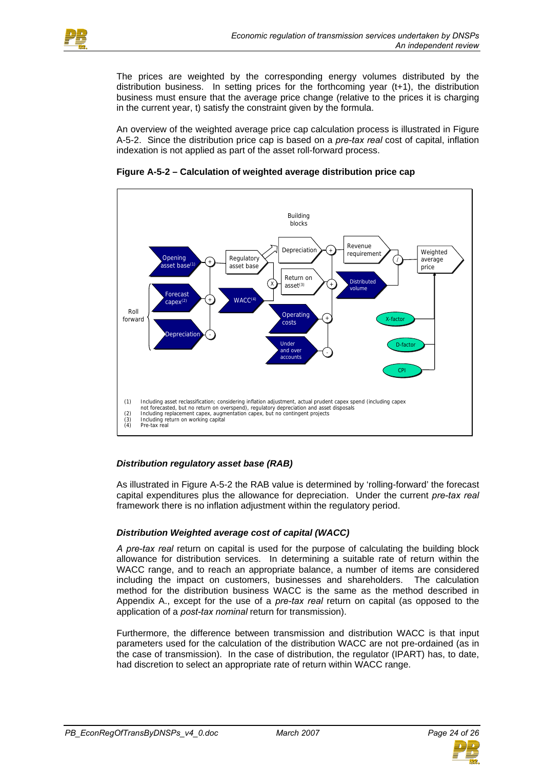The prices are weighted by the corresponding energy volumes distributed by the distribution business. In setting prices for the forthcoming year (t+1), the distribution business must ensure that the average price change (relative to the prices it is charging in the current year, t) satisfy the constraint given by the formula.

An overview of the weighted average price cap calculation process is illustrated in Figure A-5-2. Since the distribution price cap is based on a *pre-tax real* cost of capital, inflation indexation is not applied as part of the asset roll-forward process.

**Figure A-5-2 – Calculation of weighted average distribution price cap**

Building blocks

Opening asset base(1) · Forecast capex(2) · Depreciation · Roll forward · Regulatory asset base · WACC(4) · Depreciation · Return on asset(3) · Operating costs · Under and over accounts · Revenue requirement · Distributed volume · Weighted average price · X-factor · D-factor · CPI

(1) Including asset reclassification; considering inflation adjustment, actual prudent capex spend (including capex not forecasted, but no return on overspend), regulatory depreciation and asset disposals
(2) Including replacement capex, augmentation capex, but no contingent projects
(3) Including return on working capital
(4) Pre-tax real

### *Distribution regulatory asset base (RAB)*

As illustrated in Figure A-5-2 the RAB value is determined by 'rolling-forward' the forecast capital expenditures plus the allowance for depreciation. Under the current *pre-tax real* framework there is no inflation adjustment within the regulatory period.

### *Distribution Weighted average cost of capital (WACC)*

*A pre-tax real* return on capital is used for the purpose of calculating the building block allowance for distribution services. In determining a suitable rate of return within the WACC range, and to reach an appropriate balance, a number of items are considered including the impact on customers, businesses and shareholders. The calculation method for the distribution business WACC is the same as the method described in Appendix A., except for the use of a *pre-tax real* return on capital (as opposed to the application of a *post-tax nominal* return for transmission).

Furthermore, the difference between transmission and distribution WACC is that input parameters used for the calculation of the distribution WACC are not pre-ordained (as in the case of transmission). In the case of distribution, the regulator (IPART) has, to date, had discretion to select an appropriate rate of return within WACC range.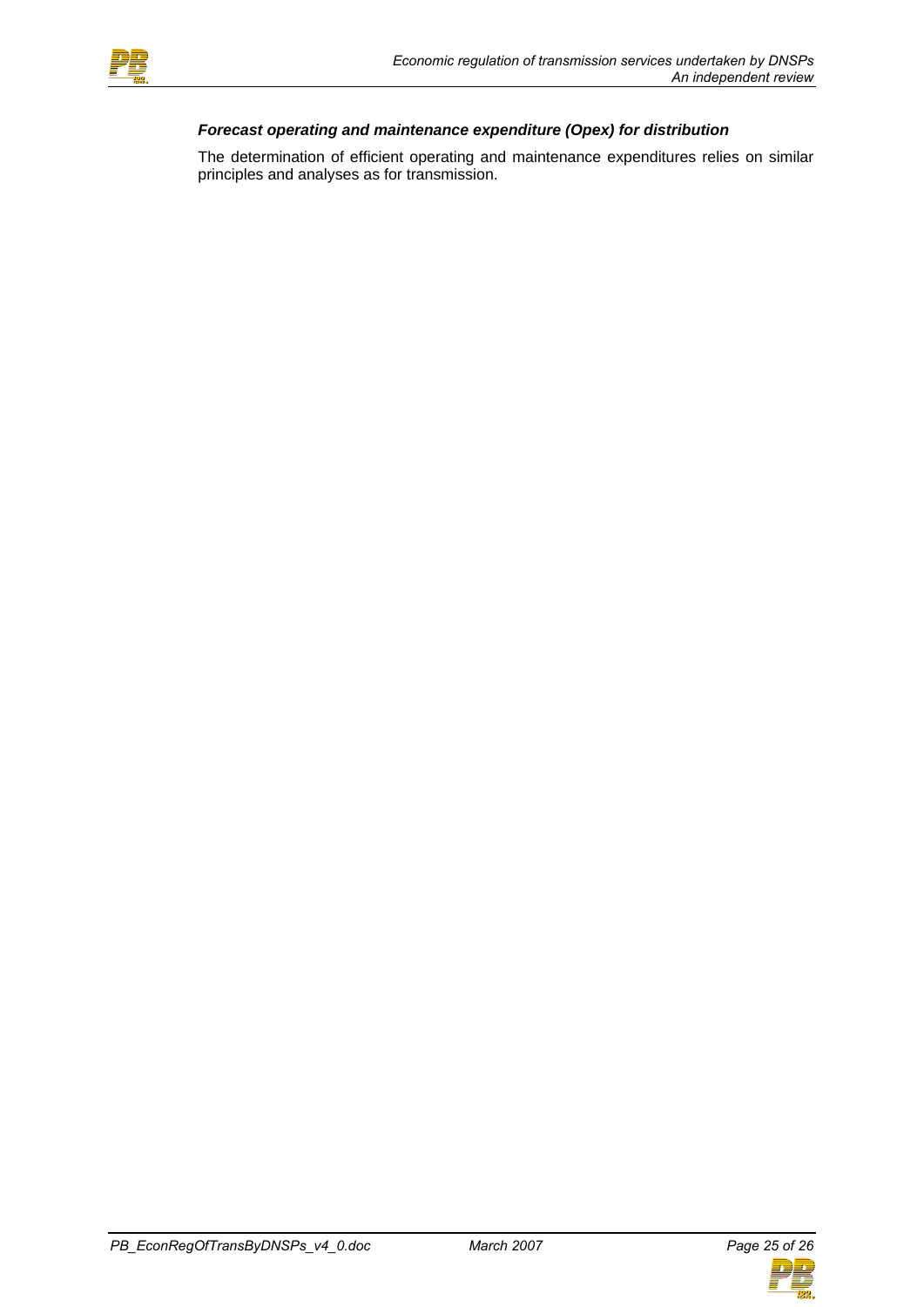***Forecast operating and maintenance expenditure (Opex) for distribution***

The determination of efficient operating and maintenance expenditures relies on similar principles and analyses as for transmission.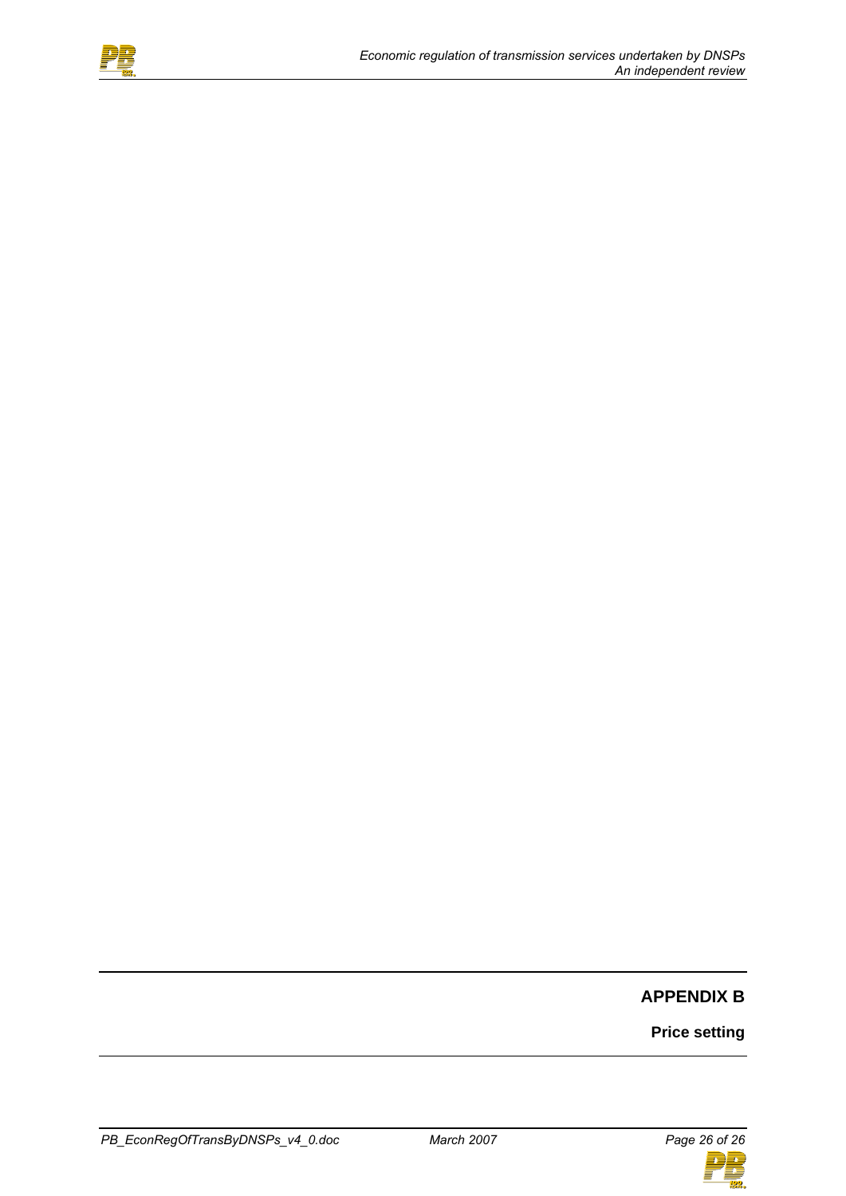# APPENDIX B

## Price setting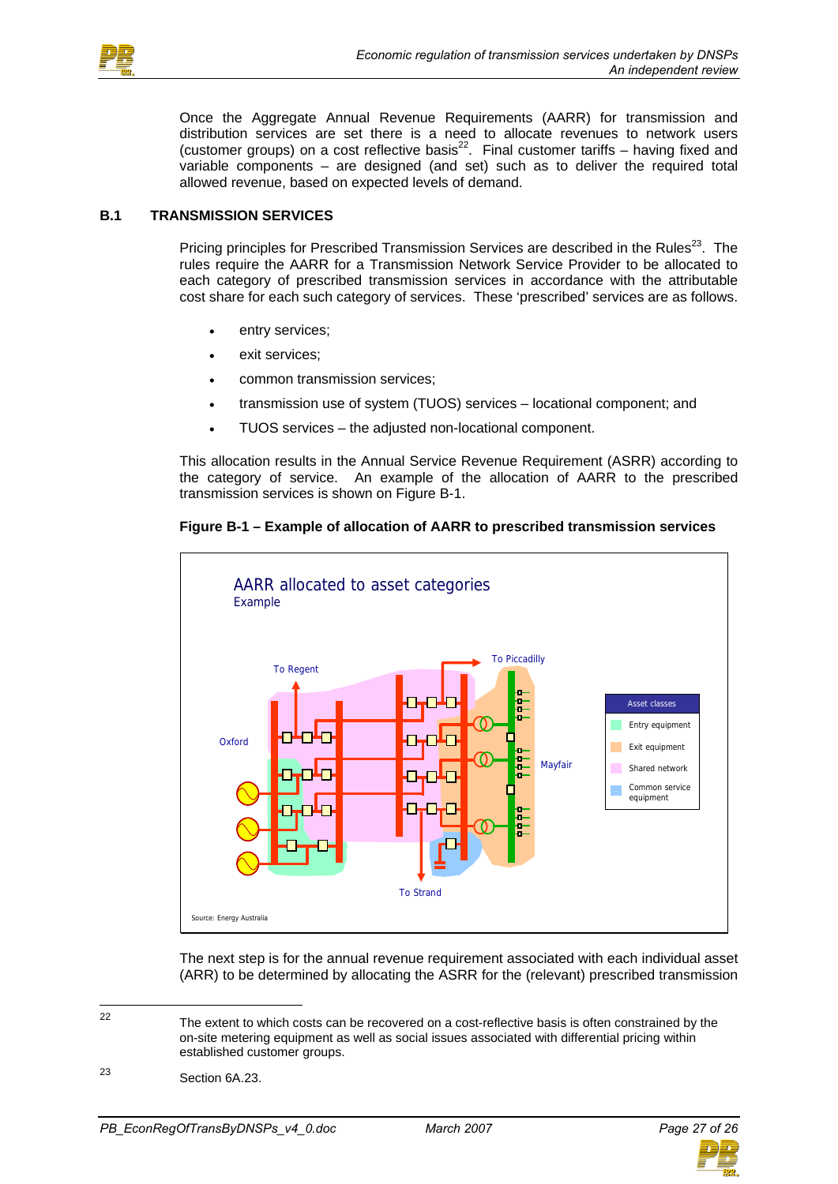Once the Aggregate Annual Revenue Requirements (AARR) for transmission and distribution services are set there is a need to allocate revenues to network users (customer groups) on a cost reflective basis[22]. Final customer tariffs – having fixed and variable components – are designed (and set) such as to deliver the required total allowed revenue, based on expected levels of demand.

## B.1 TRANSMISSION SERVICES

Pricing principles for Prescribed Transmission Services are described in the Rules[23]. The rules require the AARR for a Transmission Network Service Provider to be allocated to each category of prescribed transmission services in accordance with the attributable cost share for each such category of services. These 'prescribed' services are as follows.

- entry services;
- exit services;
- common transmission services;
- transmission use of system (TUOS) services – locational component; and
- TUOS services – the adjusted non-locational component.

This allocation results in the Annual Service Revenue Requirement (ASRR) according to the category of service. An example of the allocation of AARR to the prescribed transmission services is shown on Figure B-1.

**Figure B-1 – Example of allocation of AARR to prescribed transmission services**

AARR allocated to asset categories
Example

To Regent, To Piccadilly, Oxford, Mayfair, To Strand

Asset classes: Entry equipment; Exit equipment; Shared network; Common service equipment

Source: Energy Australia

The next step is for the annual revenue requirement associated with each individual asset (ARR) to be determined by allocating the ASRR for the (relevant) prescribed transmission

---

22 The extent to which costs can be recovered on a cost-reflective basis is often constrained by the on-site metering equipment as well as social issues associated with differential pricing within established customer groups.

23 Section 6A.23.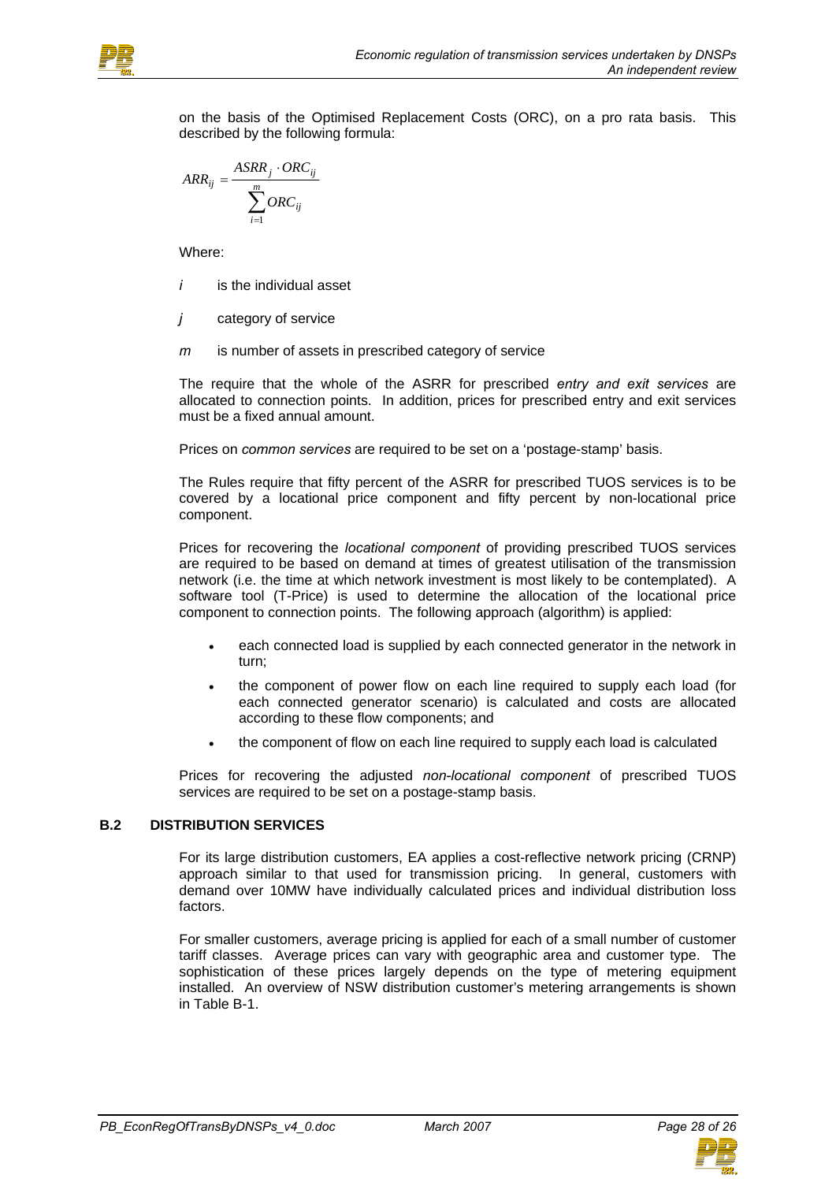on the basis of the Optimised Replacement Costs (ORC), on a pro rata basis. This described by the following formula:

$$ARR_{ij} = \frac{ASRR_j \cdot ORC_{ij}}{\sum_{i=1}^{m} ORC_{ij}}$$

Where:

*i* is the individual asset

*j* category of service

*m* is number of assets in prescribed category of service

The require that the whole of the ASRR for prescribed *entry and exit services* are allocated to connection points. In addition, prices for prescribed entry and exit services must be a fixed annual amount.

Prices on *common services* are required to be set on a 'postage-stamp' basis.

The Rules require that fifty percent of the ASRR for prescribed TUOS services is to be covered by a locational price component and fifty percent by non-locational price component.

Prices for recovering the *locational component* of providing prescribed TUOS services are required to be based on demand at times of greatest utilisation of the transmission network (i.e. the time at which network investment is most likely to be contemplated). A software tool (T-Price) is used to determine the allocation of the locational price component to connection points. The following approach (algorithm) is applied:

- each connected load is supplied by each connected generator in the network in turn;
- the component of power flow on each line required to supply each load (for each connected generator scenario) is calculated and costs are allocated according to these flow components; and
- the component of flow on each line required to supply each load is calculated

Prices for recovering the adjusted *non-locational component* of prescribed TUOS services are required to be set on a postage-stamp basis.

## B.2 DISTRIBUTION SERVICES

For its large distribution customers, EA applies a cost-reflective network pricing (CRNP) approach similar to that used for transmission pricing. In general, customers with demand over 10MW have individually calculated prices and individual distribution loss factors.

For smaller customers, average pricing is applied for each of a small number of customer tariff classes. Average prices can vary with geographic area and customer type. The sophistication of these prices largely depends on the type of metering equipment installed. An overview of NSW distribution customer's metering arrangements is shown in Table B-1.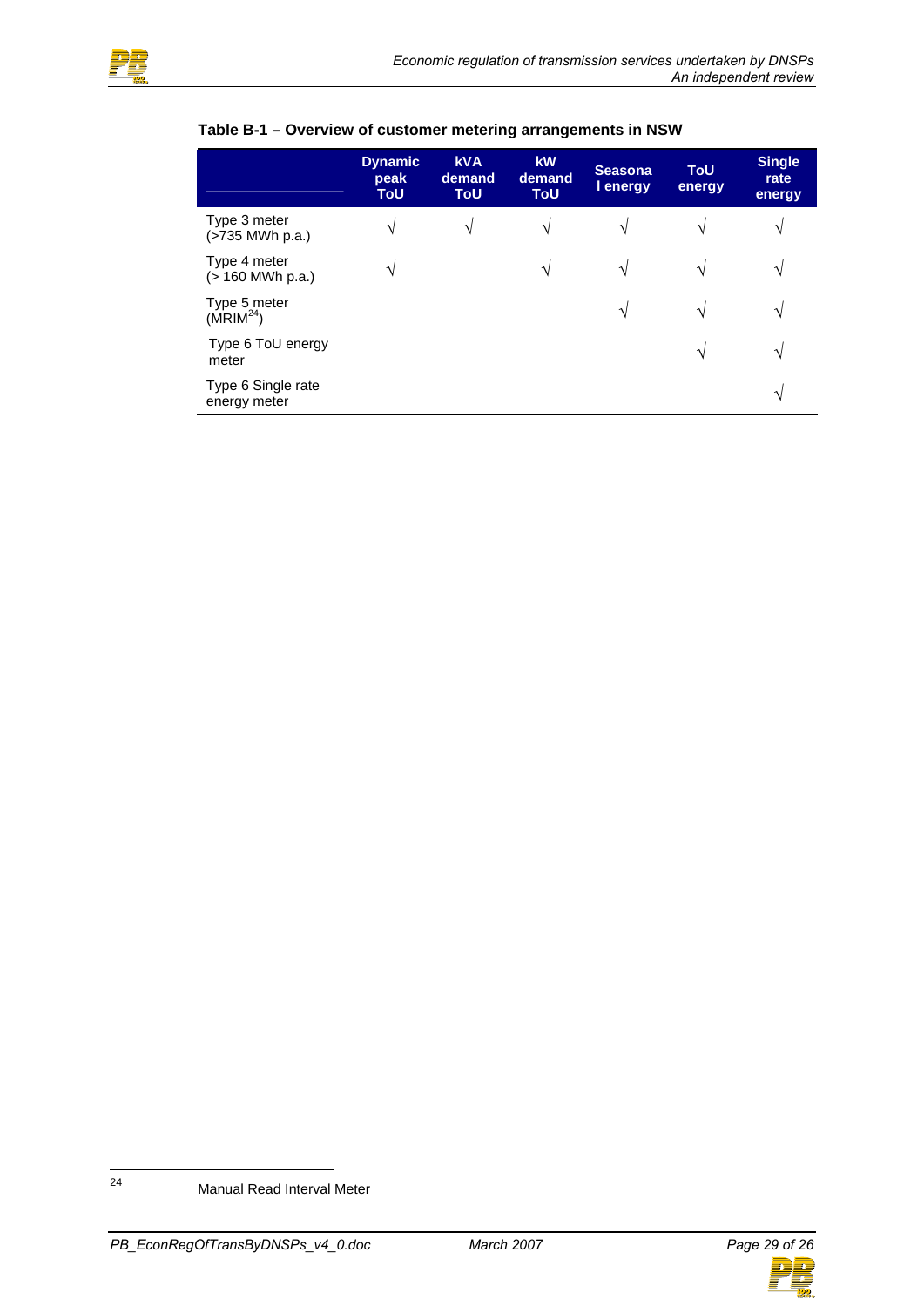**Table B-1 – Overview of customer metering arrangements in NSW**

| | Dynamic peak ToU | kVA demand ToU | kW demand ToU | Seasonal energy | ToU energy | Single rate energy |
|---|---|---|---|---|---|---|
| Type 3 meter (>735 MWh p.a.) | √ | √ | √ | √ | √ | √ |
| Type 4 meter (> 160 MWh p.a.) | √ | | √ | √ | √ | √ |
| Type 5 meter (MRIM[24]) | | | | √ | √ | √ |
| Type 6 ToU energy meter | | | | | √ | √ |
| Type 6 Single rate energy meter | | | | | | √ |

[24] Manual Read Interval Meter